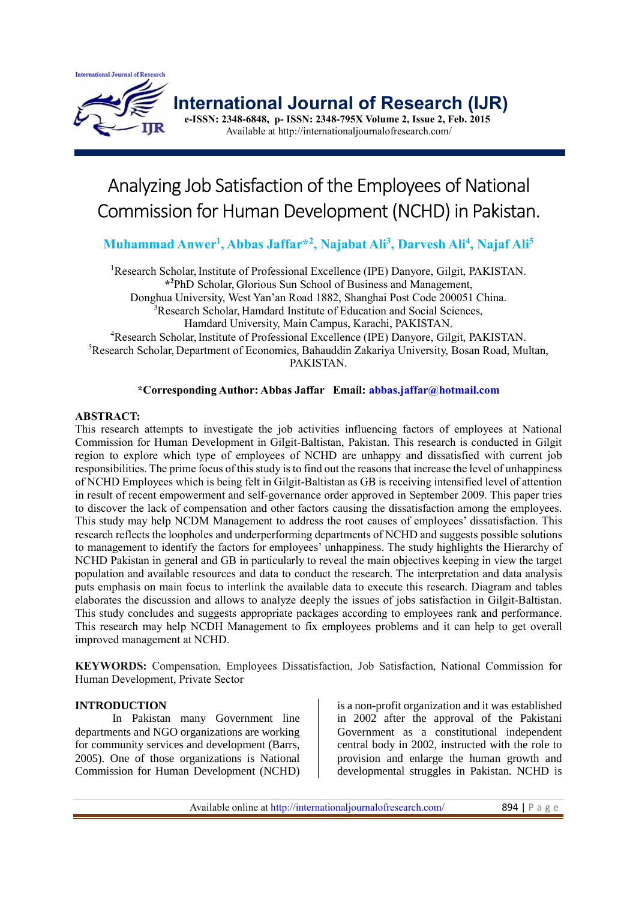# Analyzing Job Satisfaction of the Employees of National Commission for Human Development (NCHD) in Pakistan.

**Muhammad Anwer[1], Abbas Jaffar*[2], Najabat Ali[3], Darvesh Ali[4], Najaf Ali[5]**

[1]Research Scholar, Institute of Professional Excellence (IPE) Danyore, Gilgit, PAKISTAN.
*[2]PhD Scholar, Glorious Sun School of Business and Management, Donghua University, West Yan'an Road 1882, Shanghai Post Code 200051 China.
[3]Research Scholar, Hamdard Institute of Education and Social Sciences, Hamdard University, Main Campus, Karachi, PAKISTAN.
[4]Research Scholar, Institute of Professional Excellence (IPE) Danyore, Gilgit, PAKISTAN.
[5]Research Scholar, Department of Economics, Bahauddin Zakariya University, Bosan Road, Multan, PAKISTAN.

**\*Corresponding Author: Abbas Jaffar Email: abbas.jaffar@hotmail.com**

**ABSTRACT:**

This research attempts to investigate the job activities influencing factors of employees at National Commission for Human Development in Gilgit-Baltistan, Pakistan. This research is conducted in Gilgit region to explore which type of employees of NCHD are unhappy and dissatisfied with current job responsibilities. The prime focus of this study is to find out the reasons that increase the level of unhappiness of NCHD Employees which is being felt in Gilgit-Baltistan as GB is receiving intensified level of attention in result of recent empowerment and self-governance order approved in September 2009. This paper tries to discover the lack of compensation and other factors causing the dissatisfaction among the employees. This study may help NCDM Management to address the root causes of employees' dissatisfaction. This research reflects the loopholes and underperforming departments of NCHD and suggests possible solutions to management to identify the factors for employees' unhappiness. The study highlights the Hierarchy of NCHD Pakistan in general and GB in particularly to reveal the main objectives keeping in view the target population and available resources and data to conduct the research. The interpretation and data analysis puts emphasis on main focus to interlink the available data to execute this research. Diagram and tables elaborates the discussion and allows to analyze deeply the issues of jobs satisfaction in Gilgit-Baltistan. This study concludes and suggests appropriate packages according to employees rank and performance. This research may help NCDH Management to fix employees problems and it can help to get overall improved management at NCHD.

**KEYWORDS:** Compensation, Employees Dissatisfaction, Job Satisfaction, National Commission for Human Development, Private Sector

## INTRODUCTION

In Pakistan many Government line departments and NGO organizations are working for community services and development (Barrs, 2005). One of those organizations is National Commission for Human Development (NCHD) is a non-profit organization and it was established in 2002 after the approval of the Pakistani Government as a constitutional independent central body in 2002, instructed with the role to provision and enlarge the human growth and developmental struggles in Pakistan. NCHD is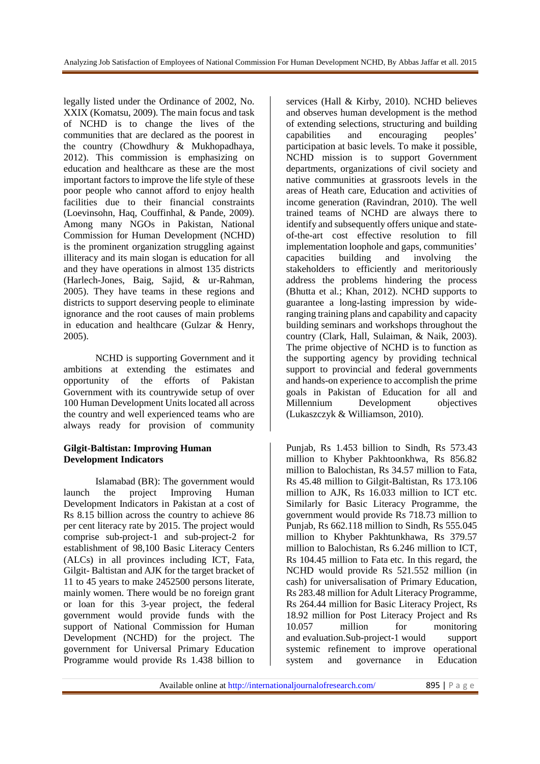legally listed under the Ordinance of 2002, No. XXIX (Komatsu, 2009). The main focus and task of NCHD is to change the lives of the communities that are declared as the poorest in the country (Chowdhury & Mukhopadhaya, 2012). This commission is emphasizing on education and healthcare as these are the most important factors to improve the life style of these poor people who cannot afford to enjoy health facilities due to their financial constraints (Loevinsohn, Haq, Couffinhal, & Pande, 2009). Among many NGOs in Pakistan, National Commission for Human Development (NCHD) is the prominent organization struggling against illiteracy and its main slogan is education for all and they have operations in almost 135 districts (Harlech-Jones, Baig, Sajid, & ur-Rahman, 2005). They have teams in these regions and districts to support deserving people to eliminate ignorance and the root causes of main problems in education and healthcare (Gulzar & Henry, 2005).

NCHD is supporting Government and it ambitions at extending the estimates and opportunity of the efforts of Pakistan Government with its countrywide setup of over 100 Human Development Units located all across the country and well experienced teams who are always ready for provision of community services (Hall & Kirby, 2010). NCHD believes and observes human development is the method of extending selections, structuring and building capabilities and encouraging peoples' participation at basic levels. To make it possible, NCHD mission is to support Government departments, organizations of civil society and native communities at grassroots levels in the areas of Heath care, Education and activities of income generation (Ravindran, 2010). The well trained teams of NCHD are always there to identify and subsequently offers unique and state-of-the-art cost effective resolution to fill implementation loophole and gaps, communities' capacities building and involving the stakeholders to efficiently and meritoriously address the problems hindering the process (Bhutta et al.; Khan, 2012). NCHD supports to guarantee a long-lasting impression by wide-ranging training plans and capability and capacity building seminars and workshops throughout the country (Clark, Hall, Sulaiman, & Naik, 2003). The prime objective of NCHD is to function as the supporting agency by providing technical support to provincial and federal governments and hands-on experience to accomplish the prime goals in Pakistan of Education for all and Millennium Development objectives (Lukaszczyk & Williamson, 2010).

**Gilgit-Baltistan: Improving Human Development Indicators**

Islamabad (BR): The government would launch the project Improving Human Development Indicators in Pakistan at a cost of Rs 8.15 billion across the country to achieve 86 per cent literacy rate by 2015. The project would comprise sub-project-1 and sub-project-2 for establishment of 98,100 Basic Literacy Centers (ALCs) in all provinces including ICT, Fata, Gilgit- Baltistan and AJK for the target bracket of 11 to 45 years to make 2452500 persons literate, mainly women. There would be no foreign grant or loan for this 3-year project, the federal government would provide funds with the support of National Commission for Human Development (NCHD) for the project. The government for Universal Primary Education Programme would provide Rs 1.438 billion to Punjab, Rs 1.453 billion to Sindh, Rs 573.43 million to Khyber Pakhtoonkhwa, Rs 856.82 million to Balochistan, Rs 34.57 million to Fata, Rs 45.48 million to Gilgit-Baltistan, Rs 173.106 million to AJK, Rs 16.033 million to ICT etc. Similarly for Basic Literacy Programme, the government would provide Rs 718.73 million to Punjab, Rs 662.118 million to Sindh, Rs 555.045 million to Khyber Pakhtunkhawa, Rs 379.57 million to Balochistan, Rs 6.246 million to ICT, Rs 104.45 million to Fata etc. In this regard, the NCHD would provide Rs 521.552 million (in cash) for universalisation of Primary Education, Rs 283.48 million for Adult Literacy Programme, Rs 264.44 million for Basic Literacy Project, Rs 18.92 million for Post Literacy Project and Rs 10.057 million for monitoring and evaluation.Sub-project-1 would support systemic refinement to improve operational system and governance in Education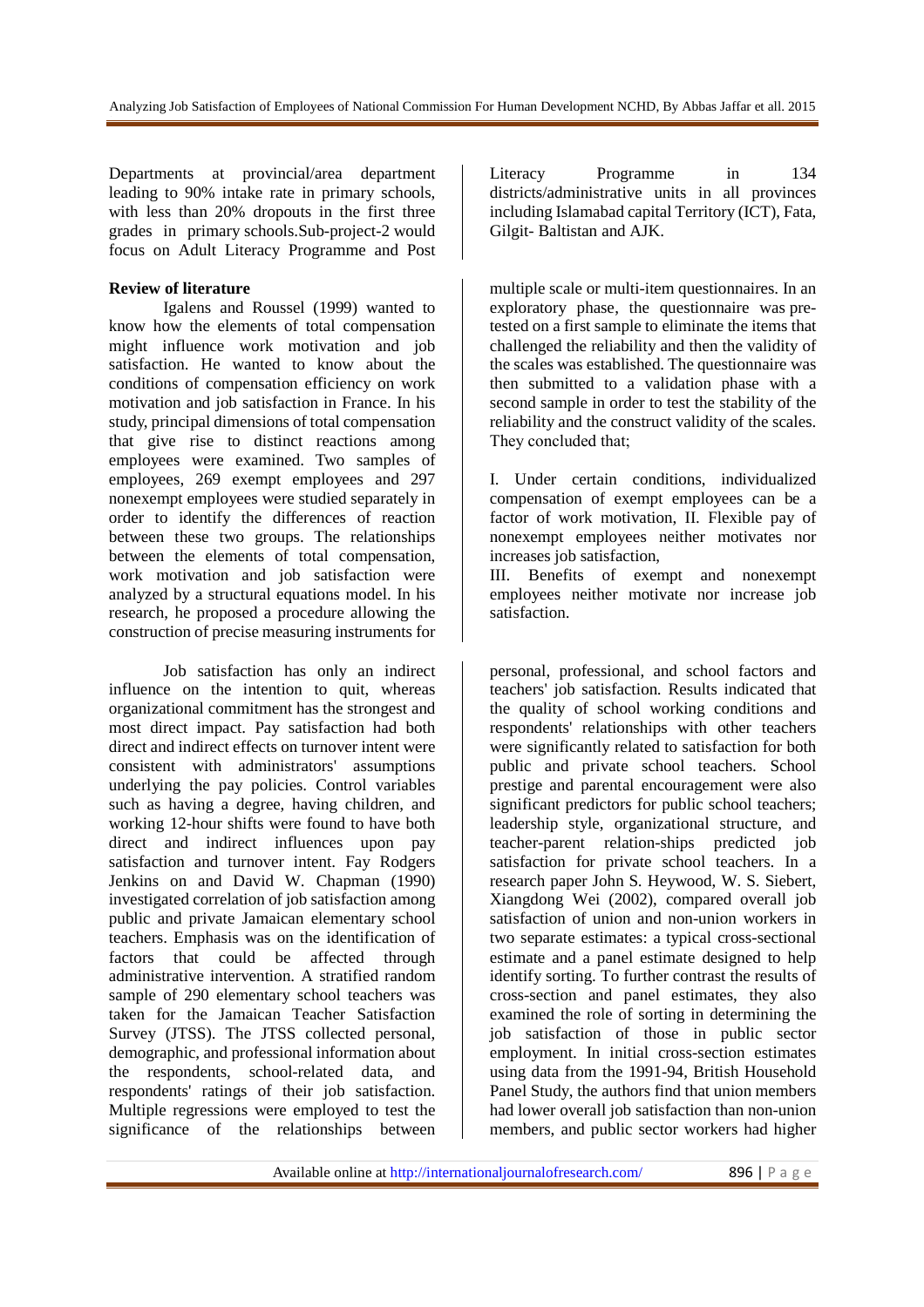Departments at provincial/area department leading to 90% intake rate in primary schools, with less than 20% dropouts in the first three grades in primary schools.Sub-project-2 would focus on Adult Literacy Programme and Post Literacy Programme in 134 districts/administrative units in all provinces including Islamabad capital Territory (ICT), Fata, Gilgit- Baltistan and AJK.

**Review of literature**

Igalens and Roussel (1999) wanted to know how the elements of total compensation might influence work motivation and job satisfaction. He wanted to know about the conditions of compensation efficiency on work motivation and job satisfaction in France. In his study, principal dimensions of total compensation that give rise to distinct reactions among employees were examined. Two samples of employees, 269 exempt employees and 297 nonexempt employees were studied separately in order to identify the differences of reaction between these two groups. The relationships between the elements of total compensation, work motivation and job satisfaction were analyzed by a structural equations model. In his research, he proposed a procedure allowing the construction of precise measuring instruments for multiple scale or multi-item questionnaires. In an exploratory phase, the questionnaire was pre-tested on a first sample to eliminate the items that challenged the reliability and then the validity of the scales was established. The questionnaire was then submitted to a validation phase with a second sample in order to test the stability of the reliability and the construct validity of the scales. They concluded that;

I. Under certain conditions, individualized compensation of exempt employees can be a factor of work motivation, II. Flexible pay of nonexempt employees neither motivates nor increases job satisfaction,

III. Benefits of exempt and nonexempt employees neither motivate nor increase job satisfaction.

Job satisfaction has only an indirect influence on the intention to quit, whereas organizational commitment has the strongest and most direct impact. Pay satisfaction had both direct and indirect effects on turnover intent were consistent with administrators' assumptions underlying the pay policies. Control variables such as having a degree, having children, and working 12-hour shifts were found to have both direct and indirect influences upon pay satisfaction and turnover intent. Fay Rodgers Jenkins on and David W. Chapman (1990) investigated correlation of job satisfaction among public and private Jamaican elementary school teachers. Emphasis was on the identification of factors that could be affected through administrative intervention. A stratified random sample of 290 elementary school teachers was taken for the Jamaican Teacher Satisfaction Survey (JTSS). The JTSS collected personal, demographic, and professional information about the respondents, school-related data, and respondents' ratings of their job satisfaction. Multiple regressions were employed to test the significance of the relationships between personal, professional, and school factors and teachers' job satisfaction. Results indicated that the quality of school working conditions and respondents' relationships with other teachers were significantly related to satisfaction for both public and private school teachers. School prestige and parental encouragement were also significant predictors for public school teachers; leadership style, organizational structure, and teacher-parent relation-ships predicted job satisfaction for private school teachers. In a research paper John S. Heywood, W. S. Siebert, Xiangdong Wei (2002), compared overall job satisfaction of union and non-union workers in two separate estimates: a typical cross-sectional estimate and a panel estimate designed to help identify sorting. To further contrast the results of cross-section and panel estimates, they also examined the role of sorting in determining the job satisfaction of those in public sector employment. In initial cross-section estimates using data from the 1991-94, British Household Panel Study, the authors find that union members had lower overall job satisfaction than non-union members, and public sector workers had higher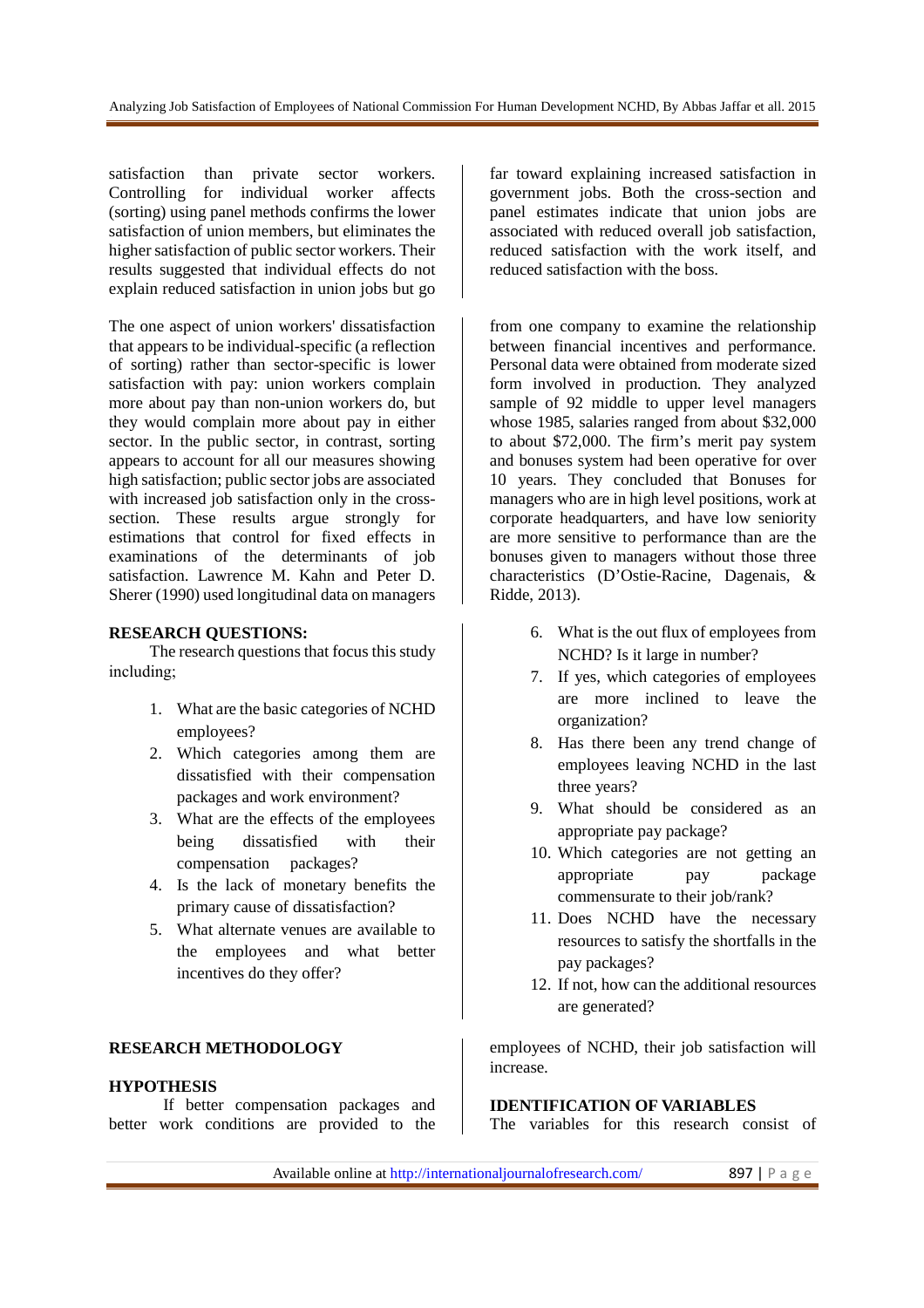satisfaction than private sector workers. Controlling for individual worker affects (sorting) using panel methods confirms the lower satisfaction of union members, but eliminates the higher satisfaction of public sector workers. Their results suggested that individual effects do not explain reduced satisfaction in union jobs but go far toward explaining increased satisfaction in government jobs. Both the cross-section and panel estimates indicate that union jobs are associated with reduced overall job satisfaction, reduced satisfaction with the work itself, and reduced satisfaction with the boss.

The one aspect of union workers' dissatisfaction that appears to be individual-specific (a reflection of sorting) rather than sector-specific is lower satisfaction with pay: union workers complain more about pay than non-union workers do, but they would complain more about pay in either sector. In the public sector, in contrast, sorting appears to account for all our measures showing high satisfaction; public sector jobs are associated with increased job satisfaction only in the cross-section. These results argue strongly for estimations that control for fixed effects in examinations of the determinants of job satisfaction. Lawrence M. Kahn and Peter D. Sherer (1990) used longitudinal data on managers from one company to examine the relationship between financial incentives and performance. Personal data were obtained from moderate sized form involved in production. They analyzed sample of 92 middle to upper level managers whose 1985, salaries ranged from about $32,000 to about $72,000. The firm's merit pay system and bonuses system had been operative for over 10 years. They concluded that Bonuses for managers who are in high level positions, work at corporate headquarters, and have low seniority are more sensitive to performance than are the bonuses given to managers without those three characteristics (D'Ostie-Racine, Dagenais, & Ridde, 2013).

**RESEARCH QUESTIONS:**

The research questions that focus this study including;

1. What are the basic categories of NCHD employees?
2. Which categories among them are dissatisfied with their compensation packages and work environment?
3. What are the effects of the employees being dissatisfied with their compensation packages?
4. Is the lack of monetary benefits the primary cause of dissatisfaction?
5. What alternate venues are available to the employees and what better incentives do they offer?
6. What is the out flux of employees from NCHD? Is it large in number?
7. If yes, which categories of employees are more inclined to leave the organization?
8. Has there been any trend change of employees leaving NCHD in the last three years?
9. What should be considered as an appropriate pay package?
10. Which categories are not getting an appropriate pay package commensurate to their job/rank?
11. Does NCHD have the necessary resources to satisfy the shortfalls in the pay packages?
12. If not, how can the additional resources are generated?

**RESEARCH METHODOLOGY**

**HYPOTHESIS**

If better compensation packages and better work conditions are provided to the employees of NCHD, their job satisfaction will increase.

**IDENTIFICATION OF VARIABLES**

The variables for this research consist of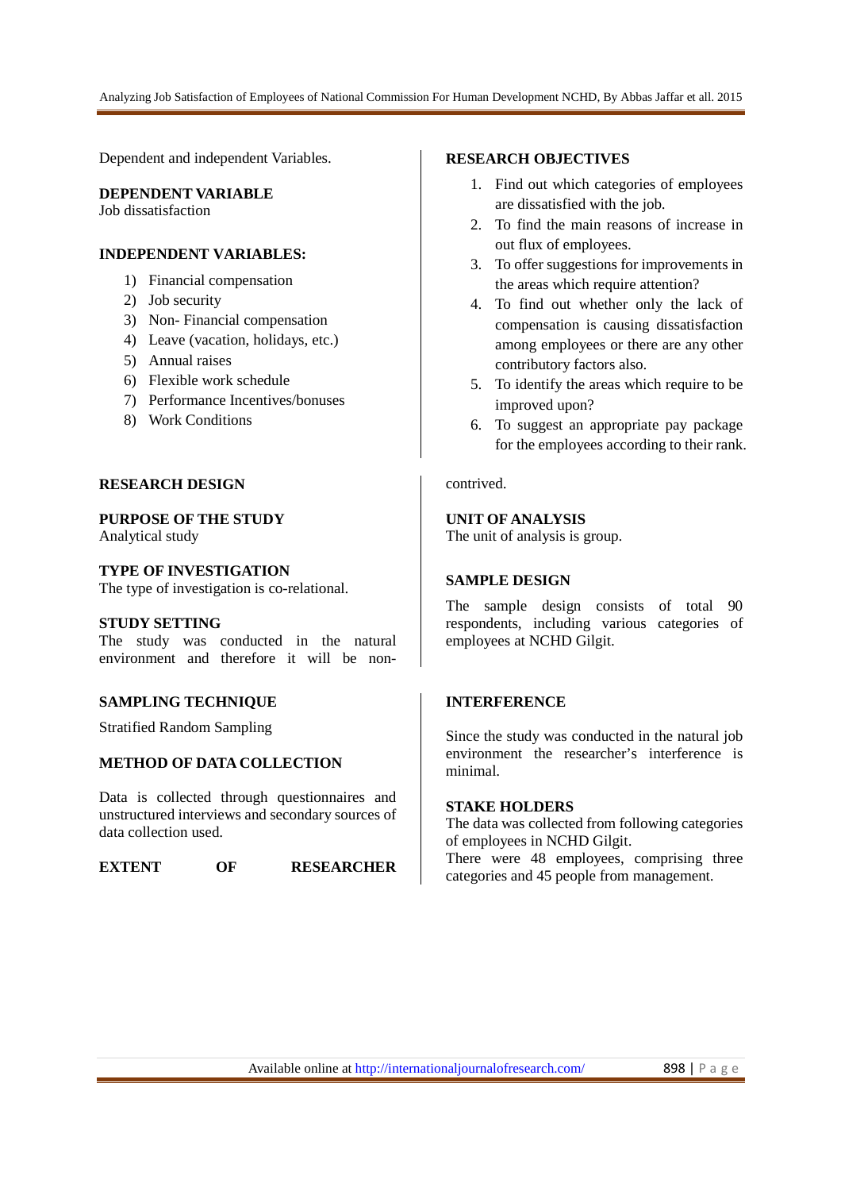Dependent and independent Variables.

**DEPENDENT VARIABLE**
Job dissatisfaction

**INDEPENDENT VARIABLES:**

1) Financial compensation
2) Job security
3) Non- Financial compensation
4) Leave (vacation, holidays, etc.)
5) Annual raises
6) Flexible work schedule
7) Performance Incentives/bonuses
8) Work Conditions

**RESEARCH OBJECTIVES**

1. Find out which categories of employees are dissatisfied with the job.
2. To find the main reasons of increase in out flux of employees.
3. To offer suggestions for improvements in the areas which require attention?
4. To find out whether only the lack of compensation is causing dissatisfaction among employees or there are any other contributory factors also.
5. To identify the areas which require to be improved upon?
6. To suggest an appropriate pay package for the employees according to their rank.

**RESEARCH DESIGN**

**PURPOSE OF THE STUDY**
Analytical study

**TYPE OF INVESTIGATION**
The type of investigation is co-relational.

**STUDY SETTING**
The study was conducted in the natural environment and therefore it will be non-contrived.

**UNIT OF ANALYSIS**
The unit of analysis is group.

**SAMPLE DESIGN**

The sample design consists of total 90 respondents, including various categories of employees at NCHD Gilgit.

**SAMPLING TECHNIQUE**

Stratified Random Sampling

**METHOD OF DATA COLLECTION**

Data is collected through questionnaires and unstructured interviews and secondary sources of data collection used.

**EXTENT OF RESEARCHER INTERFERENCE**

Since the study was conducted in the natural job environment the researcher's interference is minimal.

**STAKE HOLDERS**
The data was collected from following categories of employees in NCHD Gilgit.
There were 48 employees, comprising three categories and 45 people from management.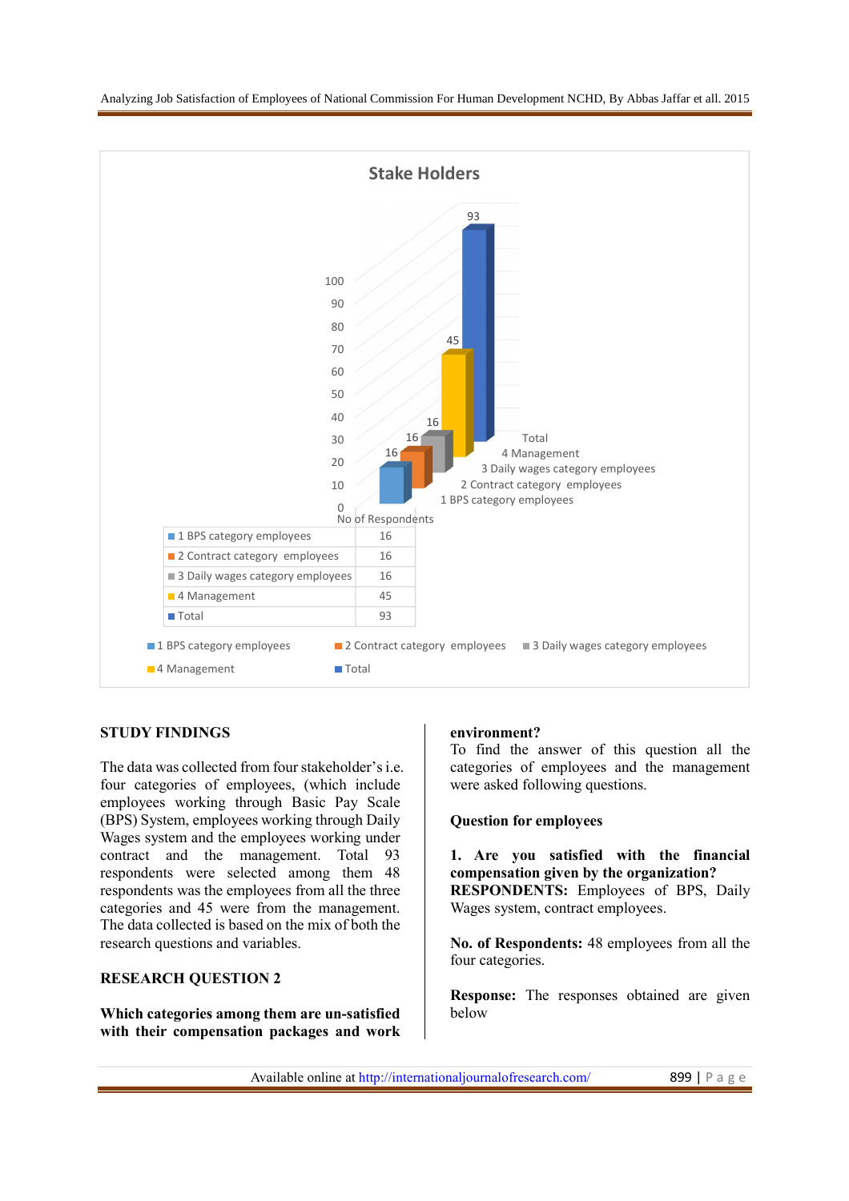**Stake Holders**

| No of Respondents | |
|---|---|
| 1 BPS category employees | 16 |
| 2 Contract category employees | 16 |
| 3 Daily wages category employees | 16 |
| 4 Management | 45 |
| Total | 93 |

## STUDY FINDINGS

The data was collected from four stakeholder's i.e. four categories of employees, (which include employees working through Basic Pay Scale (BPS) System, employees working through Daily Wages system and the employees working under contract and the management. Total 93 respondents were selected among them 48 respondents was the employees from all the three categories and 45 were from the management. The data collected is based on the mix of both the research questions and variables.

## RESEARCH QUESTION 2

**Which categories among them are un-satisfied with their compensation packages and work environment?**

To find the answer of this question all the categories of employees and the management were asked following questions.

**Question for employees**

**1. Are you satisfied with the financial compensation given by the organization?**

**RESPONDENTS:** Employees of BPS, Daily Wages system, contract employees.

**No. of Respondents:** 48 employees from all the four categories.

**Response:** The responses obtained are given below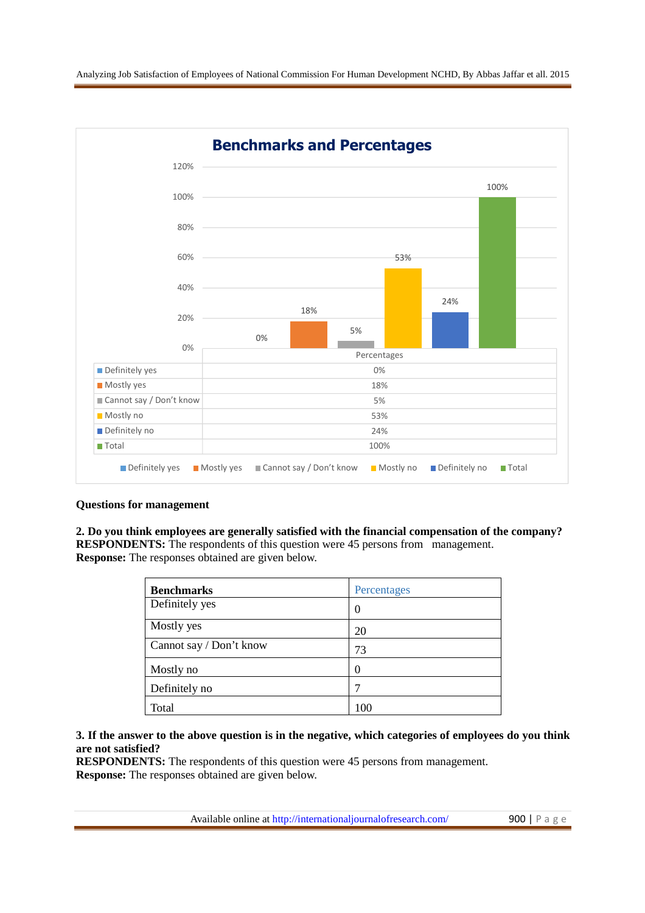**Benchmarks and Percentages**

| | Percentages |
|---|---|
| Definitely yes | 0% |
| Mostly yes | 18% |
| Cannot say / Don't know | 5% |
| Mostly no | 53% |
| Definitely no | 24% |
| Total | 100% |

**Questions for management**

**2. Do you think employees are generally satisfied with the financial compensation of the company?**
**RESPONDENTS:** The respondents of this question were 45 persons from management.
**Response:** The responses obtained are given below.

| Benchmarks | Percentages |
|---|---|
| Definitely yes | 0 |
| Mostly yes | 20 |
| Cannot say / Don't know | 73 |
| Mostly no | 0 |
| Definitely no | 7 |
| Total | 100 |

**3. If the answer to the above question is in the negative, which categories of employees do you think are not satisfied?**
**RESPONDENTS:** The respondents of this question were 45 persons from management.
**Response:** The responses obtained are given below.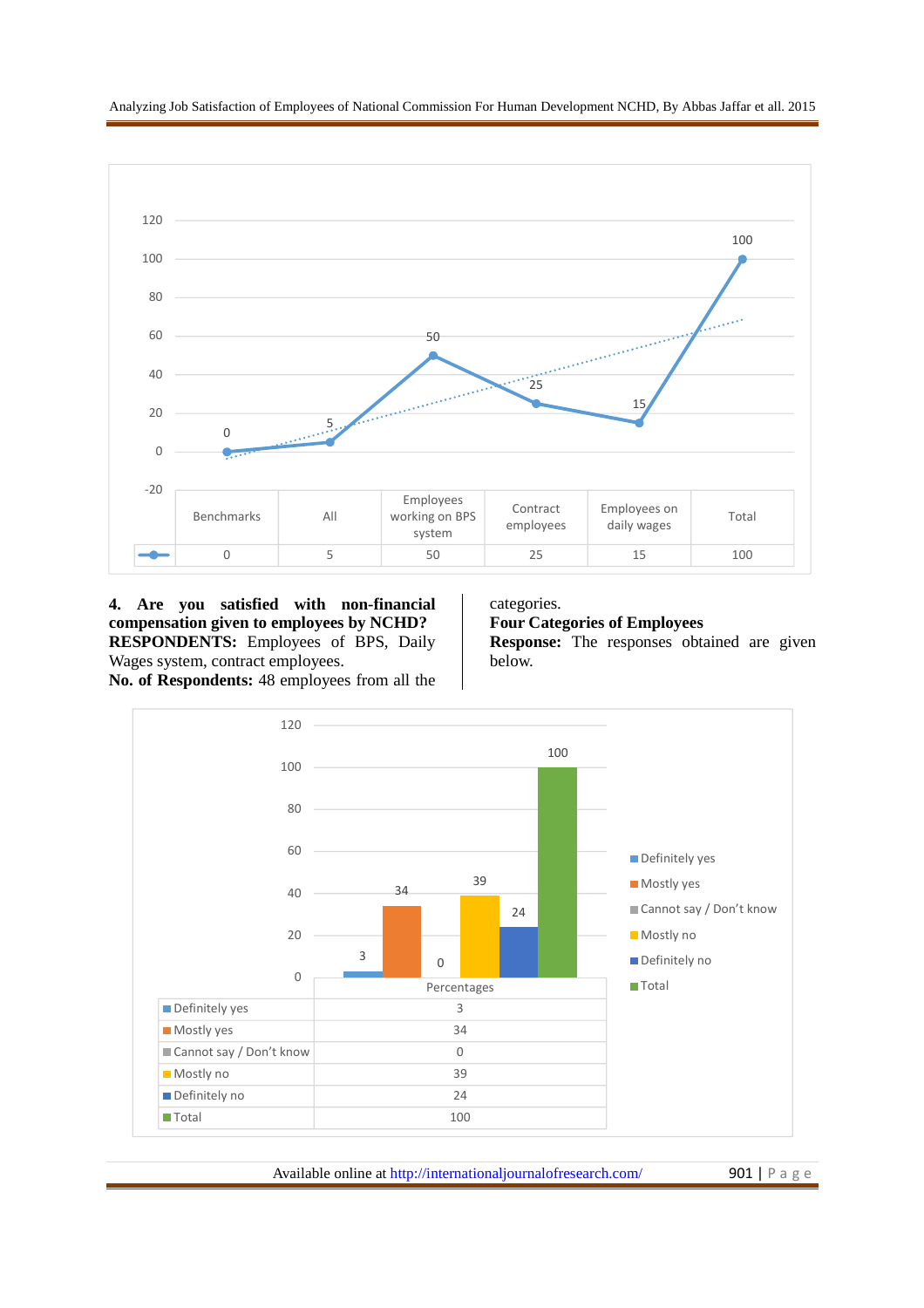| | Benchmarks | All | Employees working on BPS system | Contract employees | Employees on daily wages | Total |
|---|---|---|---|---|---|---|
| | 0 | 5 | 50 | 25 | 15 | 100 |

**4. Are you satisfied with non-financial compensation given to employees by NCHD?**
**RESPONDENTS:** Employees of BPS, Daily Wages system, contract employees.
**No. of Respondents:** 48 employees from all the categories.
**Four Categories of Employees**
**Response:** The responses obtained are given below.

| | Percentages |
|---|---|
| Definitely yes | 3 |
| Mostly yes | 34 |
| Cannot say / Don't know | 0 |
| Mostly no | 39 |
| Definitely no | 24 |
| Total | 100 |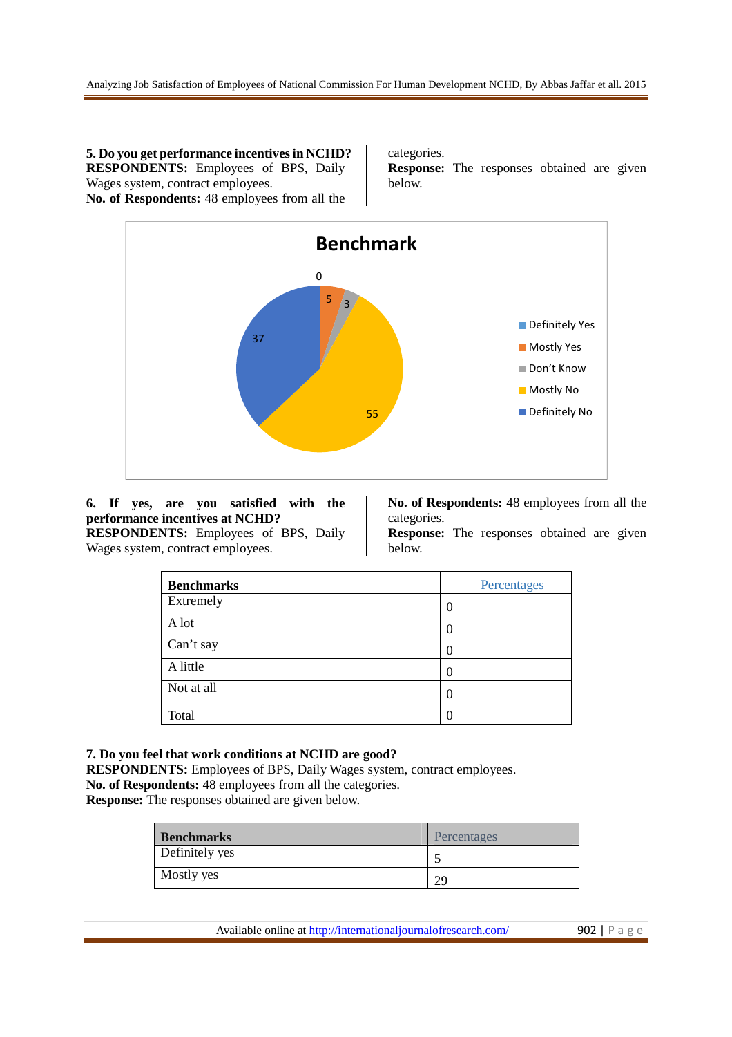**5. Do you get performance incentives in NCHD?**
**RESPONDENTS:** Employees of BPS, Daily Wages system, contract employees.
**No. of Respondents:** 48 employees from all the categories.
**Response:** The responses obtained are given below.

Benchmark

| Benchmark | Value |
|---|---|
| Definitely Yes | 0 |
| Mostly Yes | 5 |
| Don't Know | 3 |
| Mostly No | 55 |
| Definitely No | 37 |

**6. If yes, are you satisfied with the performance incentives at NCHD?**
**RESPONDENTS:** Employees of BPS, Daily Wages system, contract employees.
**No. of Respondents:** 48 employees from all the categories.
**Response:** The responses obtained are given below.

| Benchmarks | Percentages |
|---|---|
| Extremely | 0 |
| A lot | 0 |
| Can't say | 0 |
| A little | 0 |
| Not at all | 0 |
| Total | 0 |

**7. Do you feel that work conditions at NCHD are good?**
**RESPONDENTS:** Employees of BPS, Daily Wages system, contract employees.
**No. of Respondents:** 48 employees from all the categories.
**Response:** The responses obtained are given below.

| Benchmarks | Percentages |
|---|---|
| Definitely yes | 5 |
| Mostly yes | 29 |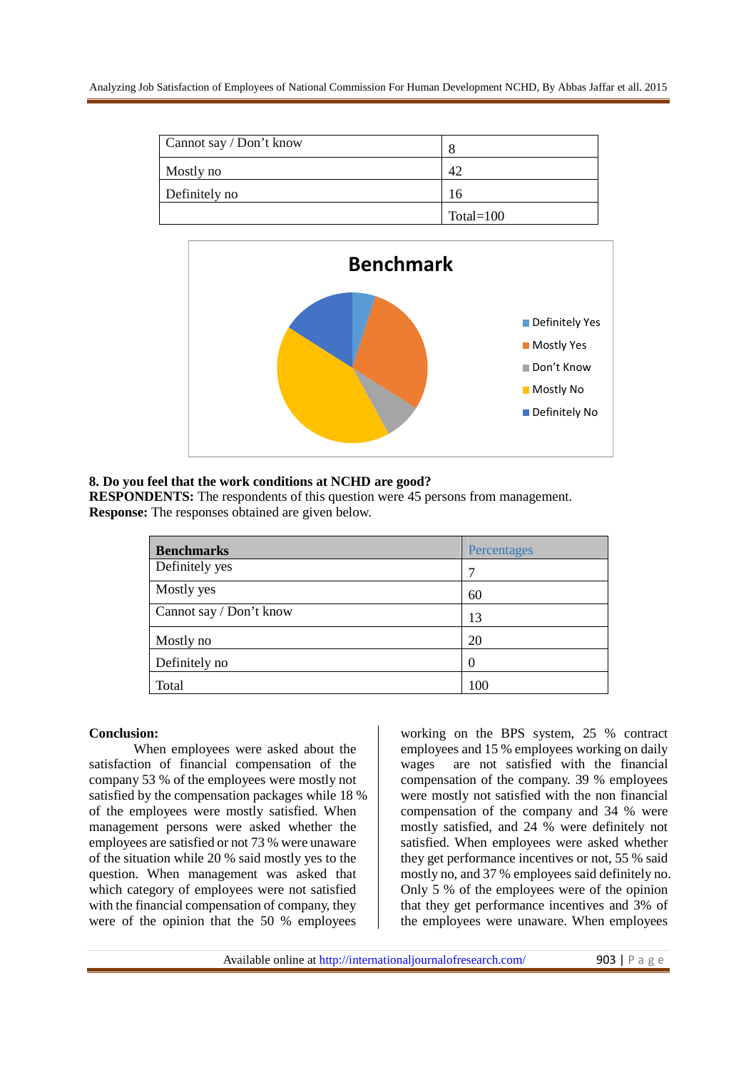| Cannot say / Don't know | 8 |
|---|---|
| Mostly no | 42 |
| Definitely no | 16 |
| | Total=100 |

**8. Do you feel that the work conditions at NCHD are good?**
**RESPONDENTS:** The respondents of this question were 45 persons from management.
**Response:** The responses obtained are given below.

| Benchmarks | Percentages |
|---|---|
| Definitely yes | 7 |
| Mostly yes | 60 |
| Cannot say / Don't know | 13 |
| Mostly no | 20 |
| Definitely no | 0 |
| Total | 100 |

**Conclusion:**

When employees were asked about the satisfaction of financial compensation of the company 53 % of the employees were mostly not satisfied by the compensation packages while 18 % of the employees were mostly satisfied. When management persons were asked whether the employees are satisfied or not 73 % were unaware of the situation while 20 % said mostly yes to the question. When management was asked that which category of employees were not satisfied with the financial compensation of company, they were of the opinion that the 50 % employees working on the BPS system, 25 % contract employees and 15 % employees working on daily wages are not satisfied with the financial compensation of the company. 39 % employees were mostly not satisfied with the non financial compensation of the company and 34 % were mostly satisfied, and 24 % were definitely not satisfied. When employees were asked whether they get performance incentives or not, 55 % said mostly no, and 37 % employees said definitely no. Only 5 % of the employees were of the opinion that they get performance incentives and 3% of the employees were unaware. When employees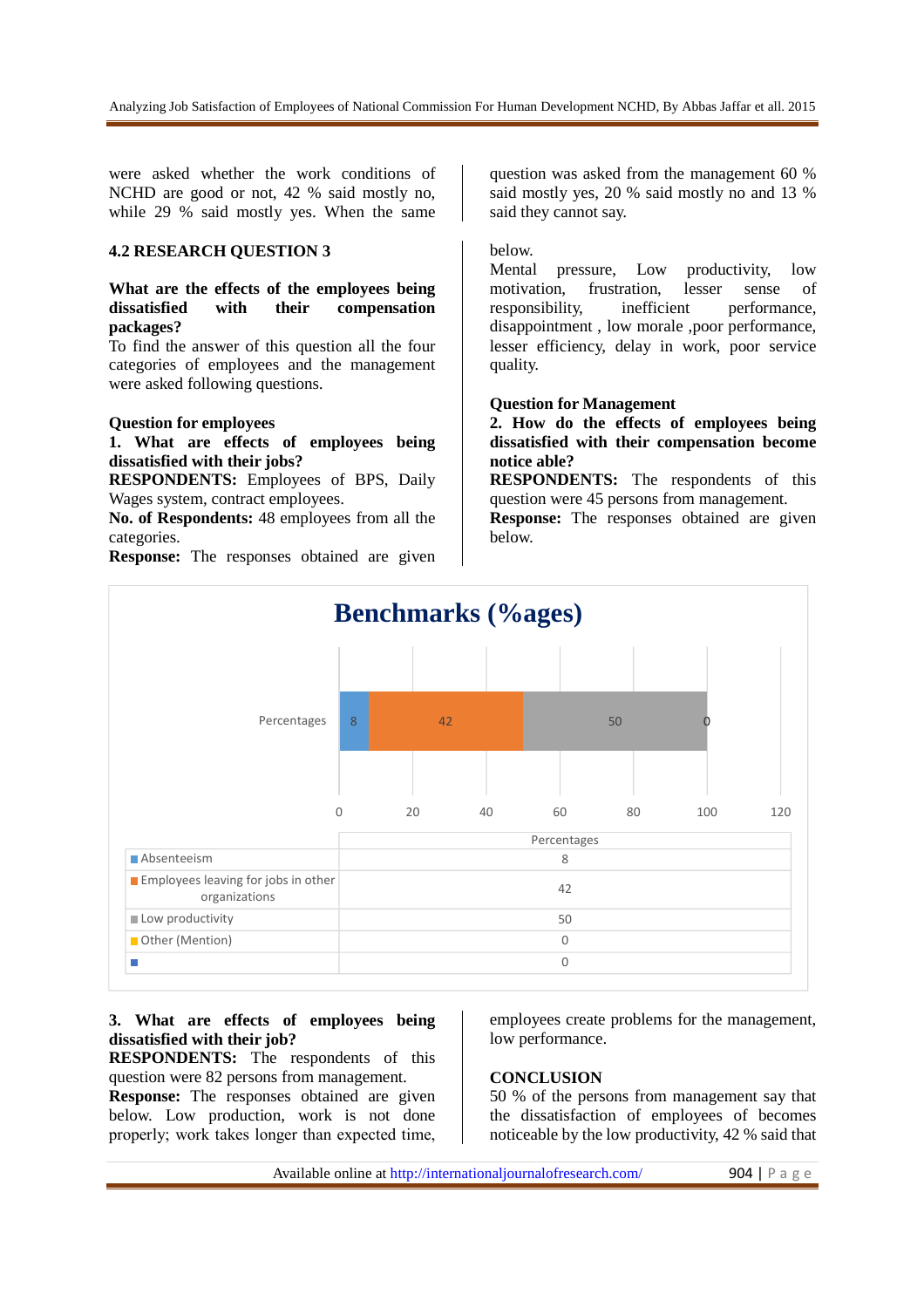were asked whether the work conditions of NCHD are good or not, 42 % said mostly no, while 29 % said mostly yes. When the same question was asked from the management 60 % said mostly yes, 20 % said mostly no and 13 % said they cannot say.

## 4.2 RESEARCH QUESTION 3

**What are the effects of the employees being dissatisfied with their compensation packages?**

To find the answer of this question all the four categories of employees and the management were asked following questions.

**Question for employees**

**1. What are effects of employees being dissatisfied with their jobs?**

**RESPONDENTS:** Employees of BPS, Daily Wages system, contract employees.

**No. of Respondents:** 48 employees from all the categories.

**Response:** The responses obtained are given below.

Mental pressure, Low productivity, low motivation, frustration, lesser sense of responsibility, inefficient performance, disappointment , low morale ,poor performance, lesser efficiency, delay in work, poor service quality.

**Question for Management**

**2. How do the effects of employees being dissatisfied with their compensation become notice able?**

**RESPONDENTS:** The respondents of this question were 45 persons from management.

**Response:** The responses obtained are given below.

**Benchmarks (%ages)**

| | Percentages |
|---|---|
| Absenteeism | 8 |
| Employees leaving for jobs in other organizations | 42 |
| Low productivity | 50 |
| Other (Mention) | 0 |
| | 0 |

**3. What are effects of employees being dissatisfied with their job?**

**RESPONDENTS:** The respondents of this question were 82 persons from management.

**Response:** The responses obtained are given below. Low production, work is not done properly; work takes longer than expected time, employees create problems for the management, low performance.

## CONCLUSION

50 % of the persons from management say that the dissatisfaction of employees of becomes noticeable by the low productivity, 42 % said that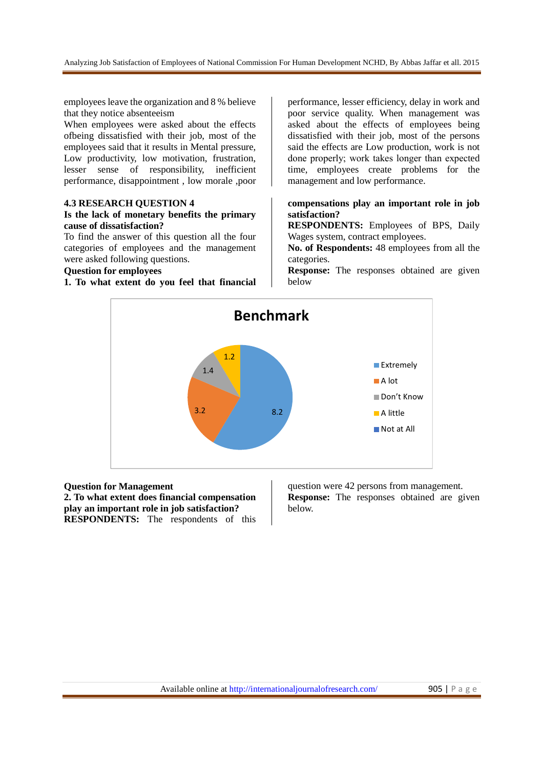employees leave the organization and 8 % believe that they notice absenteeism

When employees were asked about the effects ofbeing dissatisfied with their job, most of the employees said that it results in Mental pressure, Low productivity, low motivation, frustration, lesser sense of responsibility, inefficient performance, disappointment , low morale ,poor performance, lesser efficiency, delay in work and poor service quality. When management was asked about the effects of employees being dissatisfied with their job, most of the persons said the effects are Low production, work is not done properly; work takes longer than expected time, employees create problems for the management and low performance.

### 4.3 RESEARCH QUESTION 4

**Is the lack of monetary benefits the primary cause of dissatisfaction?**

To find the answer of this question all the four categories of employees and the management were asked following questions.

**Question for employees**

**1. To what extent do you feel that financial compensations play an important role in job satisfaction?**

**RESPONDENTS:** Employees of BPS, Daily Wages system, contract employees.

**No. of Respondents:** 48 employees from all the categories.

**Response:** The responses obtained are given below

**Benchmark**

| Response | Value |
|---|---|
| Extremely | 8.2 |
| A lot | 3.2 |
| Don't Know | 1.4 |
| A little | 1.2 |
| Not at All | |

**Question for Management**

**2. To what extent does financial compensation play an important role in job satisfaction?**

**RESPONDENTS:** The respondents of this question were 42 persons from management.

**Response:** The responses obtained are given below.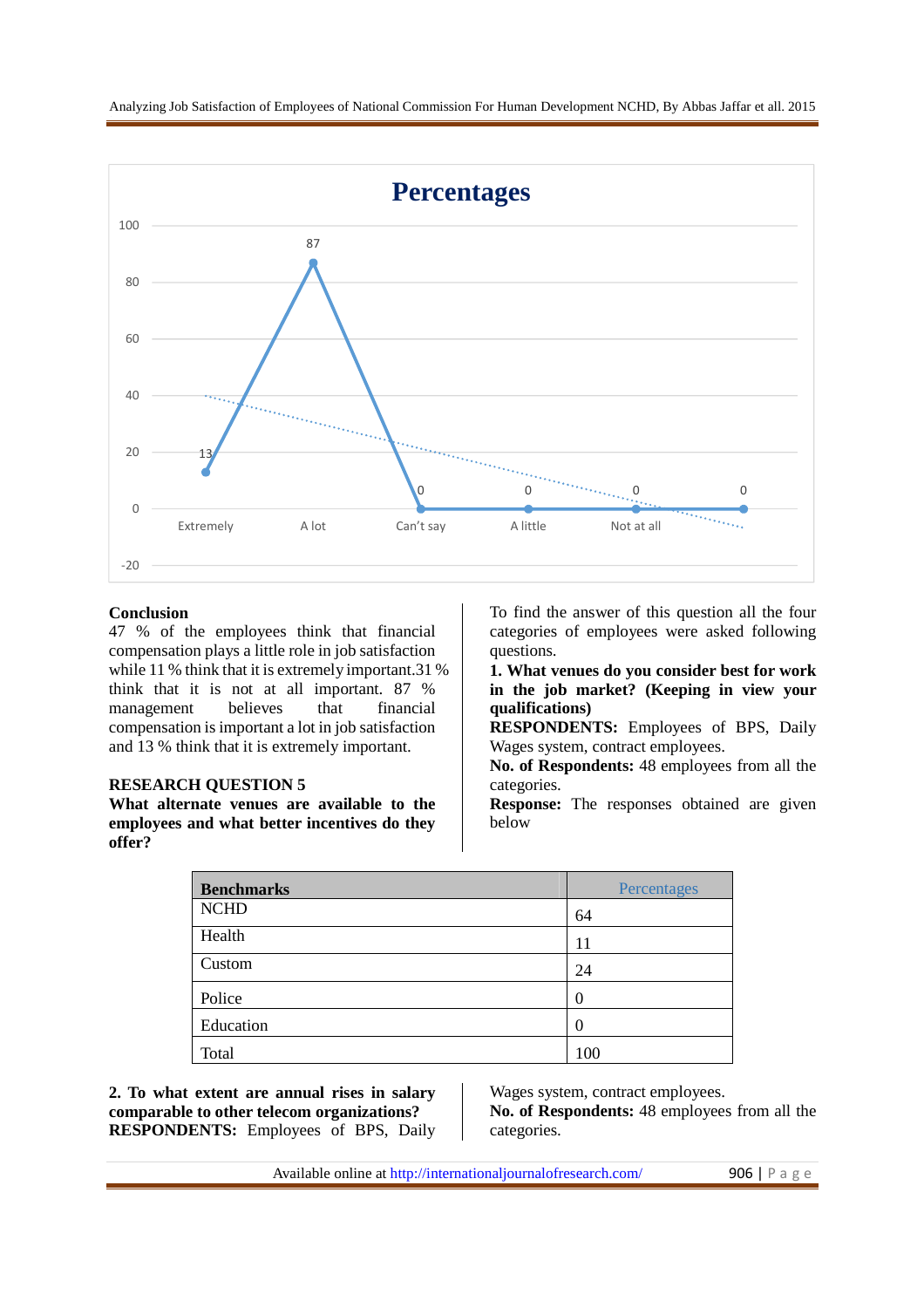**Percentages**

| | Extremely | A lot | Can't say | A little | Not at all | |
|---|---|---|---|---|---|---|
| Percentages | 13 | 87 | 0 | 0 | 0 | 0 |

**Conclusion**

47 % of the employees think that financial compensation plays a little role in job satisfaction while 11 % think that it is extremely important.31 % think that it is not at all important. 87 % management believes that financial compensation is important a lot in job satisfaction and 13 % think that it is extremely important.

**RESEARCH QUESTION 5**

**What alternate venues are available to the employees and what better incentives do they offer?**

To find the answer of this question all the four categories of employees were asked following questions.

**1. What venues do you consider best for work in the job market? (Keeping in view your qualifications)**

**RESPONDENTS:** Employees of BPS, Daily Wages system, contract employees.

**No. of Respondents:** 48 employees from all the categories.

**Response:** The responses obtained are given below

| Benchmarks | Percentages |
|---|---|
| NCHD | 64 |
| Health | 11 |
| Custom | 24 |
| Police | 0 |
| Education | 0 |
| Total | 100 |

**2. To what extent are annual rises in salary comparable to other telecom organizations?**

**RESPONDENTS:** Employees of BPS, Daily Wages system, contract employees.

**No. of Respondents:** 48 employees from all the categories.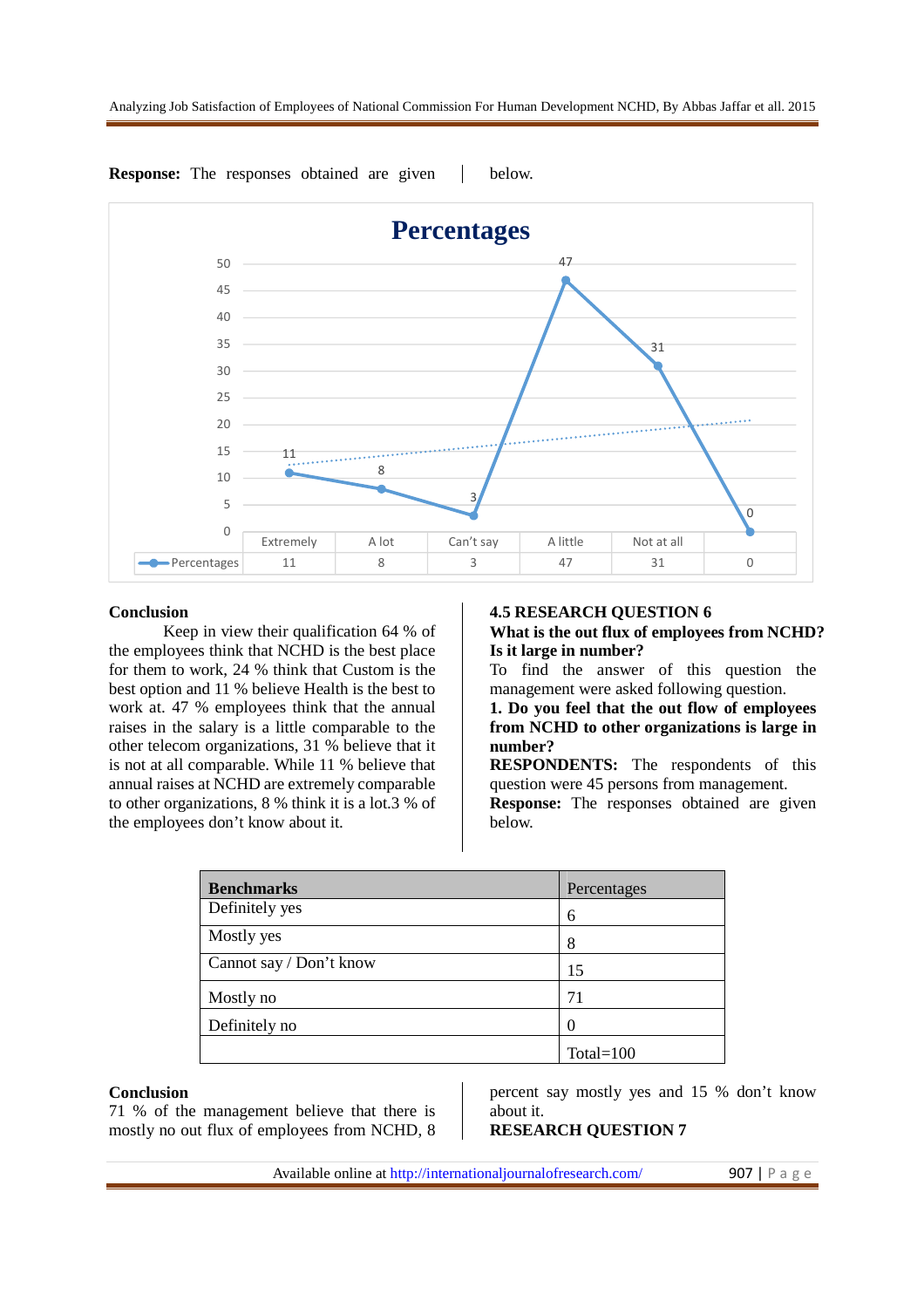**Response:** The responses obtained are given below.

| | Extremely | A lot | Can't say | A little | Not at all | |
|---|---|---|---|---|---|---|
| Percentages | 11 | 8 | 3 | 47 | 31 | 0 |

**Conclusion**

Keep in view their qualification 64 % of the employees think that NCHD is the best place for them to work, 24 % think that Custom is the best option and 11 % believe Health is the best to work at. 47 % employees think that the annual raises in the salary is a little comparable to the other telecom organizations, 31 % believe that it is not at all comparable. While 11 % believe that annual raises at NCHD are extremely comparable to other organizations, 8 % think it is a lot.3 % of the employees don't know about it.

**4.5 RESEARCH QUESTION 6**

**What is the out flux of employees from NCHD? Is it large in number?**

To find the answer of this question the management were asked following question.

**1. Do you feel that the out flow of employees from NCHD to other organizations is large in number?**

**RESPONDENTS:** The respondents of this question were 45 persons from management.

**Response:** The responses obtained are given below.

| **Benchmarks** | Percentages |
|---|---|
| Definitely yes | 6 |
| Mostly yes | 8 |
| Cannot say / Don't know | 15 |
| Mostly no | 71 |
| Definitely no | 0 |
| | Total=100 |

**Conclusion**

71 % of the management believe that there is mostly no out flux of employees from NCHD, 8 percent say mostly yes and 15 % don't know about it.

**RESEARCH QUESTION 7**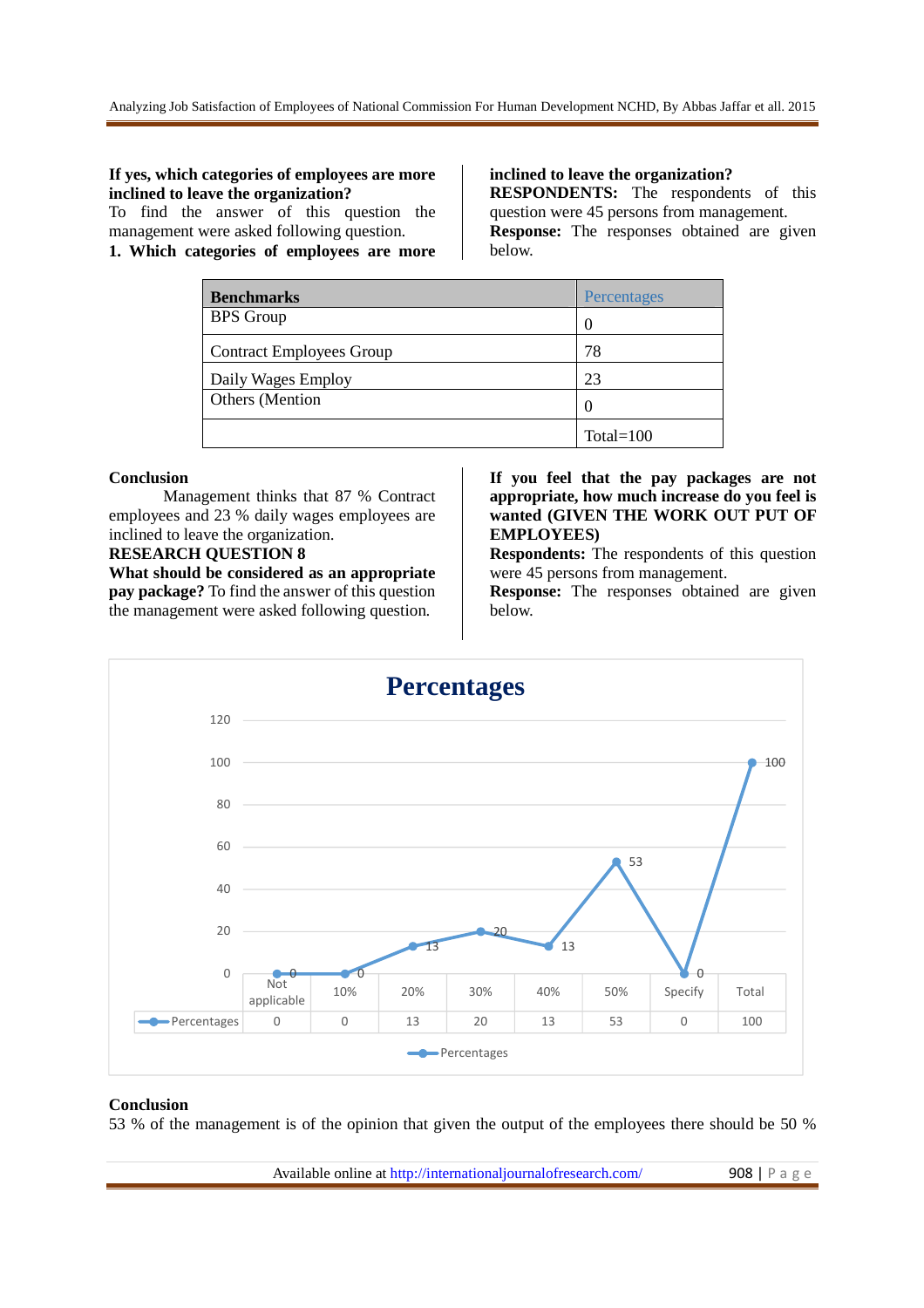**If yes, which categories of employees are more inclined to leave the organization?**
To find the answer of this question the management were asked following question.

**1. Which categories of employees are more inclined to leave the organization?**

**RESPONDENTS:** The respondents of this question were 45 persons from management.

**Response:** The responses obtained are given below.

| Benchmarks | Percentages |
|---|---|
| BPS Group | 0 |
| Contract Employees Group | 78 |
| Daily Wages Employ | 23 |
| Others (Mention | 0 |
| | Total=100 |

**Conclusion**

Management thinks that 87 % Contract employees and 23 % daily wages employees are inclined to leave the organization.

**RESEARCH QUESTION 8**

**What should be considered as an appropriate pay package?** To find the answer of this question the management were asked following question.

**If you feel that the pay packages are not appropriate, how much increase do you feel is wanted (GIVEN THE WORK OUT PUT OF EMPLOYEES)**

**Respondents:** The respondents of this question were 45 persons from management.

**Response:** The responses obtained are given below.

**Percentages**

| | Not applicable | 10% | 20% | 30% | 40% | 50% | Specify | Total |
|---|---|---|---|---|---|---|---|---|
| Percentages | 0 | 0 | 13 | 20 | 13 | 53 | 0 | 100 |

**Conclusion**

53 % of the management is of the opinion that given the output of the employees there should be 50 %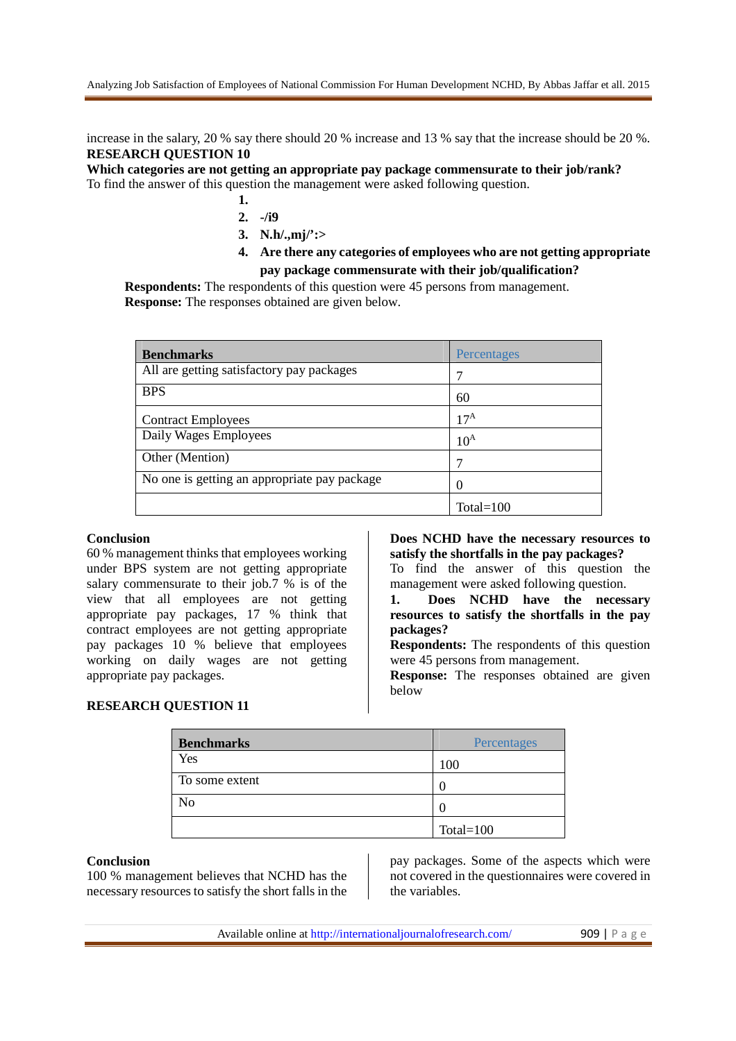increase in the salary, 20 % say there should 20 % increase and 13 % say that the increase should be 20 %.

**RESEARCH QUESTION 10**

**Which categories are not getting an appropriate pay package commensurate to their job/rank?**

To find the answer of this question the management were asked following question.

1.
2. -/i9
3. N.h/.,mj/':>
4. **Are there any categories of employees who are not getting appropriate pay package commensurate with their job/qualification?**

**Respondents:** The respondents of this question were 45 persons from management.

**Response:** The responses obtained are given below.

| Benchmarks | Percentages |
|---|---|
| All are getting satisfactory pay packages | 7 |
| BPS | 60 |
| Contract Employees | 17[A] |
| Daily Wages Employees | 10[A] |
| Other (Mention) | 7 |
| No one is getting an appropriate pay package | 0 |
| | Total=100 |

**Conclusion**

60 % management thinks that employees working under BPS system are not getting appropriate salary commensurate to their job.7 % is of the view that all employees are not getting appropriate pay packages, 17 % think that contract employees are not getting appropriate pay packages 10 % believe that employees working on daily wages are not getting appropriate pay packages.

**RESEARCH QUESTION 11**

**Does NCHD have the necessary resources to satisfy the shortfalls in the pay packages?**

To find the answer of this question the management were asked following question.

1. **Does NCHD have the necessary resources to satisfy the shortfalls in the pay packages?**

**Respondents:** The respondents of this question were 45 persons from management.

**Response:** The responses obtained are given below

| Benchmarks | Percentages |
|---|---|
| Yes | 100 |
| To some extent | 0 |
| No | 0 |
| | Total=100 |

**Conclusion**

100 % management believes that NCHD has the necessary resources to satisfy the short falls in the pay packages. Some of the aspects which were not covered in the questionnaires were covered in the variables.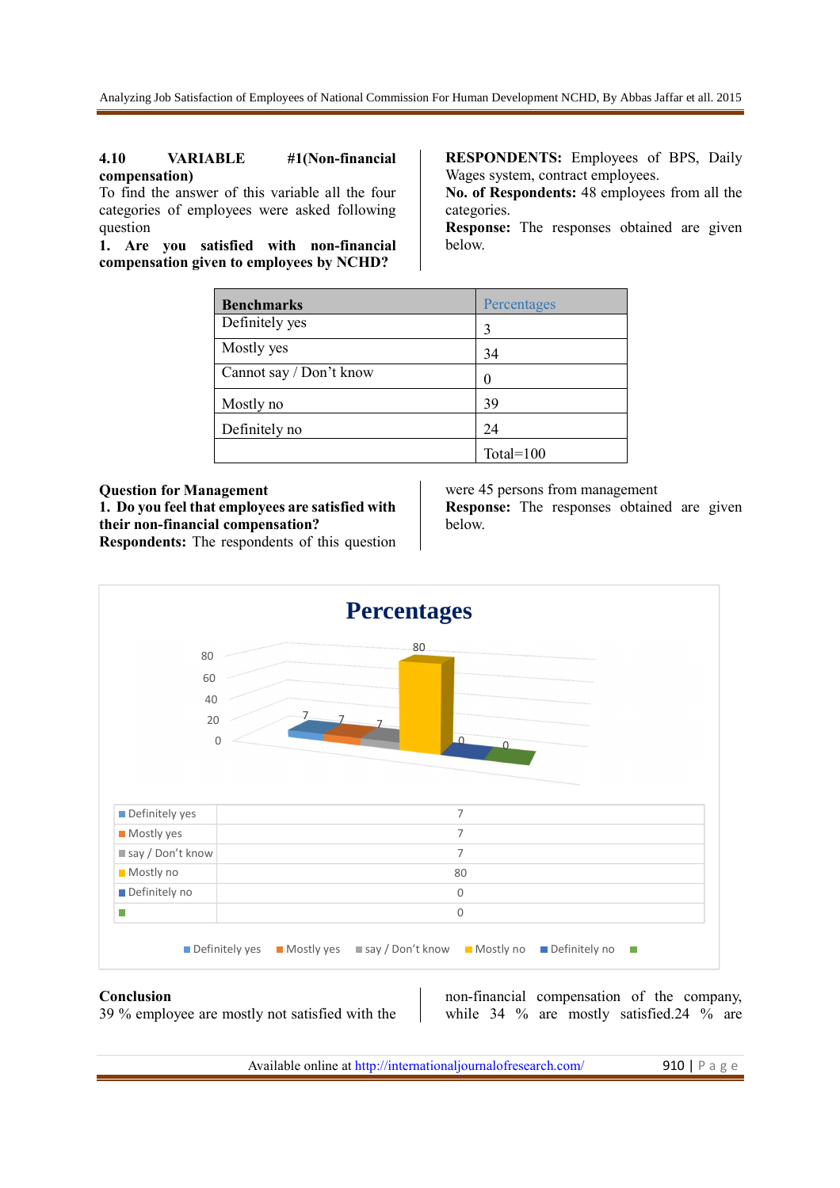### 4.10 VARIABLE #1(Non-financial compensation)

To find the answer of this variable all the four categories of employees were asked following question

**1. Are you satisfied with non-financial compensation given to employees by NCHD?**

**RESPONDENTS:** Employees of BPS, Daily Wages system, contract employees.

**No. of Respondents:** 48 employees from all the categories.

**Response:** The responses obtained are given below.

| Benchmarks | Percentages |
|---|---|
| Definitely yes | 3 |
| Mostly yes | 34 |
| Cannot say / Don't know | 0 |
| Mostly no | 39 |
| Definitely no | 24 |
| | Total=100 |

**Question for Management**

**1. Do you feel that employees are satisfied with their non-financial compensation?**

**Respondents:** The respondents of this question were 45 persons from management

**Response:** The responses obtained are given below.

**Percentages**

| | |
|---|---|
| Definitely yes | 7 |
| Mostly yes | 7 |
| say / Don't know | 7 |
| Mostly no | 80 |
| Definitely no | 0 |
| | 0 |

**Conclusion**

39 % employee are mostly not satisfied with the non-financial compensation of the company, while 34 % are mostly satisfied.24 % are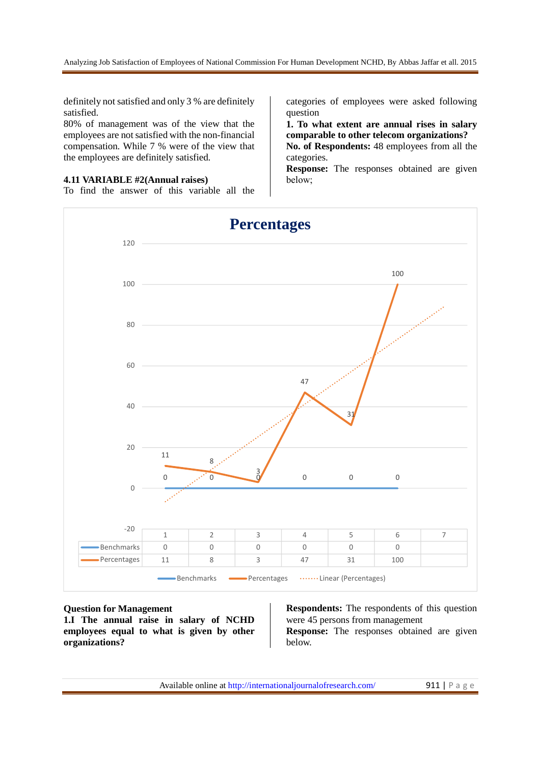definitely not satisfied and only 3 % are definitely satisfied.

80% of management was of the view that the employees are not satisfied with the non-financial compensation. While 7 % were of the view that the employees are definitely satisfied.

### 4.11 VARIABLE #2(Annual raises)

To find the answer of this variable all the categories of employees were asked following question

**1. To what extent are annual rises in salary comparable to other telecom organizations?**

**No. of Respondents:** 48 employees from all the categories.

**Response:** The responses obtained are given below;

**Percentages**

| | 1 | 2 | 3 | 4 | 5 | 6 | 7 |
|---|---|---|---|---|---|---|---|
| Benchmarks | 0 | 0 | 0 | 0 | 0 | 0 | |
| Percentages | 11 | 8 | 3 | 47 | 31 | 100 | |

Benchmarks — Percentages ······ Linear (Percentages)

**Question for Management**

**1.I The annual raise in salary of NCHD employees equal to what is given by other organizations?**

**Respondents:** The respondents of this question were 45 persons from management

**Response:** The responses obtained are given below.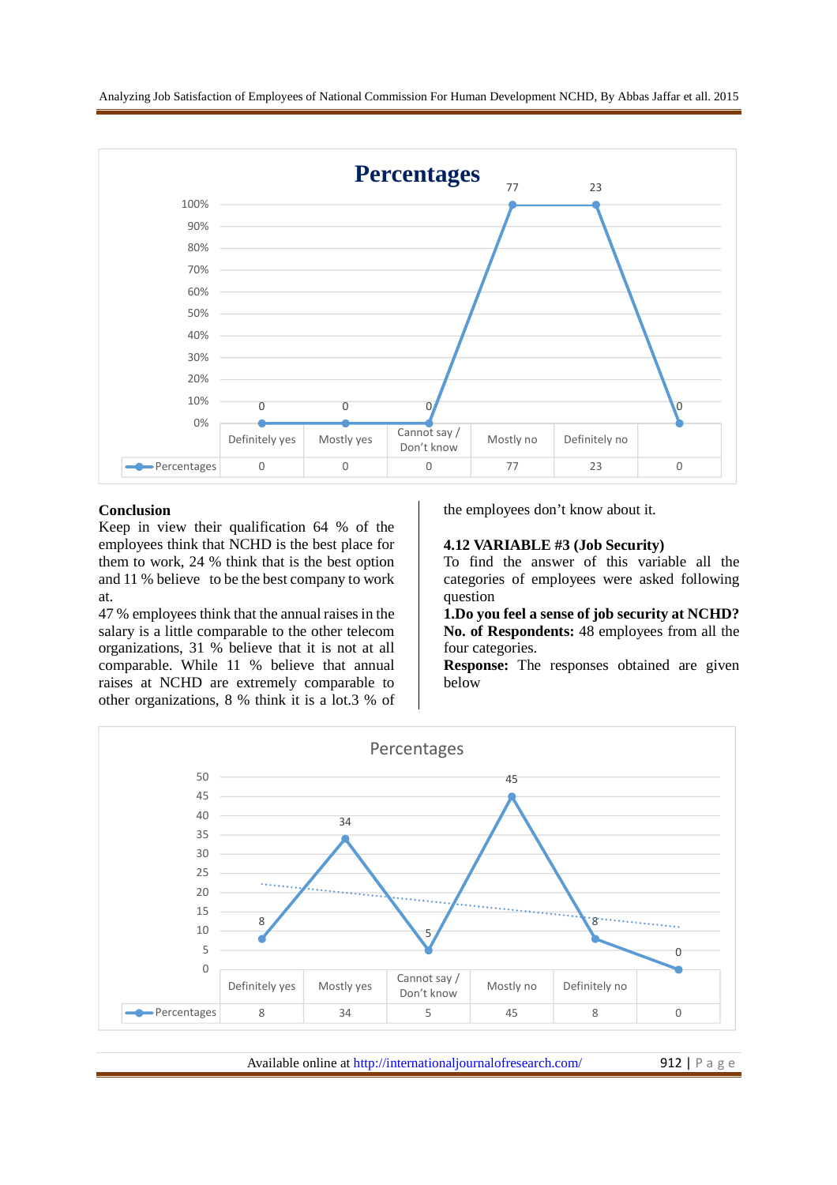**Percentages**

|  | Definitely yes | Mostly yes | Cannot say / Don't know | Mostly no | Definitely no |  |
|---|---|---|---|---|---|---|
| Percentages | 0 | 0 | 0 | 77 | 23 | 0 |

**Conclusion**

Keep in view their qualification 64 % of the employees think that NCHD is the best place for them to work, 24 % think that is the best option and 11 % believe to be the best company to work at.

47 % employees think that the annual raises in the salary is a little comparable to the other telecom organizations, 31 % believe that it is not at all comparable. While 11 % believe that annual raises at NCHD are extremely comparable to other organizations, 8 % think it is a lot.3 % of the employees don't know about it.

### 4.12 VARIABLE #3 (Job Security)

To find the answer of this variable all the categories of employees were asked following question

**1.Do you feel a sense of job security at NCHD?**

**No. of Respondents:** 48 employees from all the four categories.

**Response:** The responses obtained are given below

Percentages

|  | Definitely yes | Mostly yes | Cannot say / Don't know | Mostly no | Definitely no |  |
|---|---|---|---|---|---|---|
| Percentages | 8 | 34 | 5 | 45 | 8 | 0 |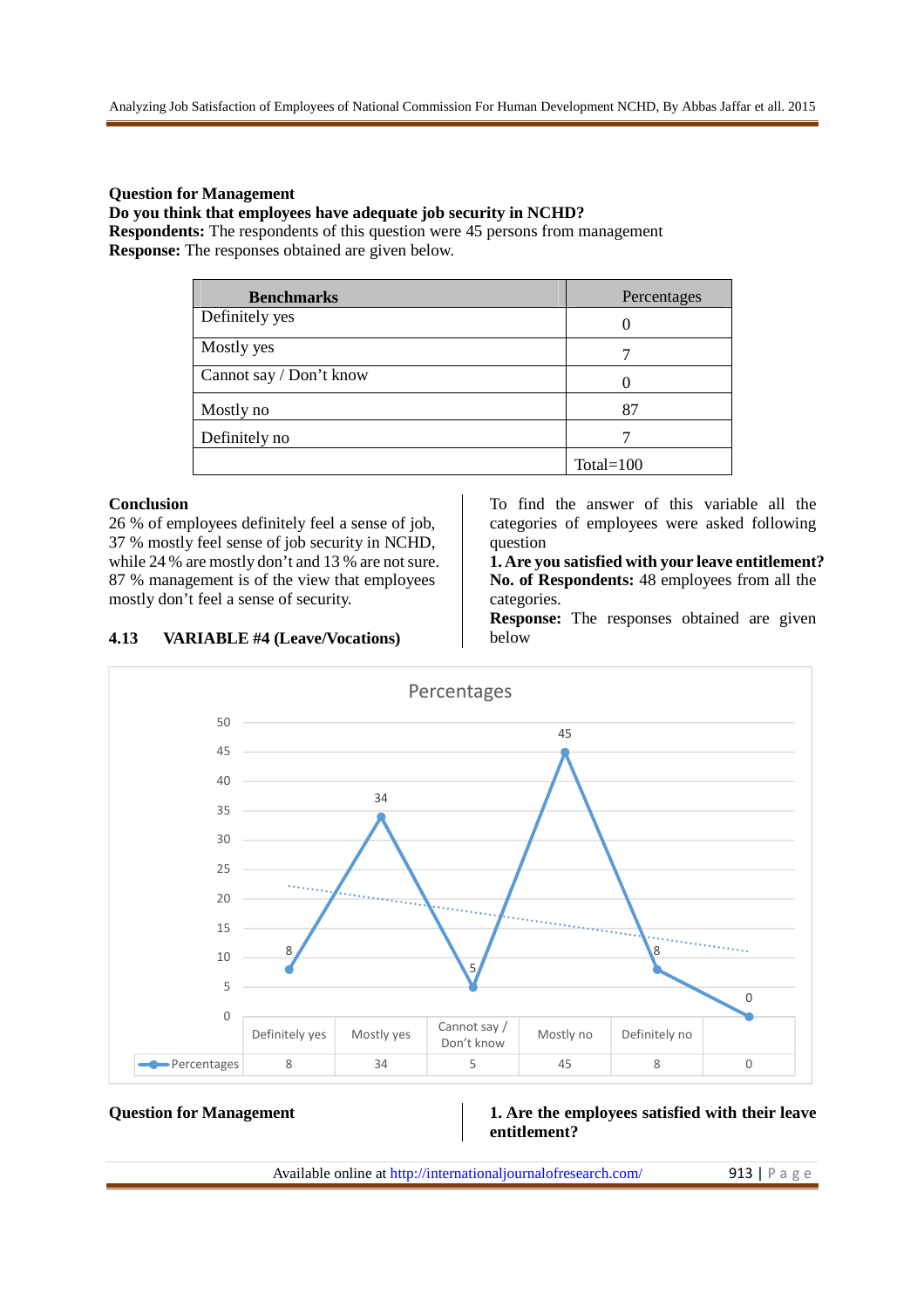**Question for Management**

**Do you think that employees have adequate job security in NCHD?**

**Respondents:** The respondents of this question were 45 persons from management

**Response:** The responses obtained are given below.

| Benchmarks | Percentages |
|---|---|
| Definitely yes | 0 |
| Mostly yes | 7 |
| Cannot say / Don't know | 0 |
| Mostly no | 87 |
| Definitely no | 7 |
| | Total=100 |

**Conclusion**

26 % of employees definitely feel a sense of job, 37 % mostly feel sense of job security in NCHD, while 24 % are mostly don't and 13 % are not sure. 87 % management is of the view that employees mostly don't feel a sense of security.

### 4.13 VARIABLE #4 (Leave/Vocations)

To find the answer of this variable all the categories of employees were asked following question

**1. Are you satisfied with your leave entitlement?**

**No. of Respondents:** 48 employees from all the categories.

**Response:** The responses obtained are given below

Percentages

| | Definitely yes | Mostly yes | Cannot say / Don't know | Mostly no | Definitely no | |
|---|---|---|---|---|---|---|
| Percentages | 8 | 34 | 5 | 45 | 8 | 0 |

**Question for Management**

**1. Are the employees satisfied with their leave entitlement?**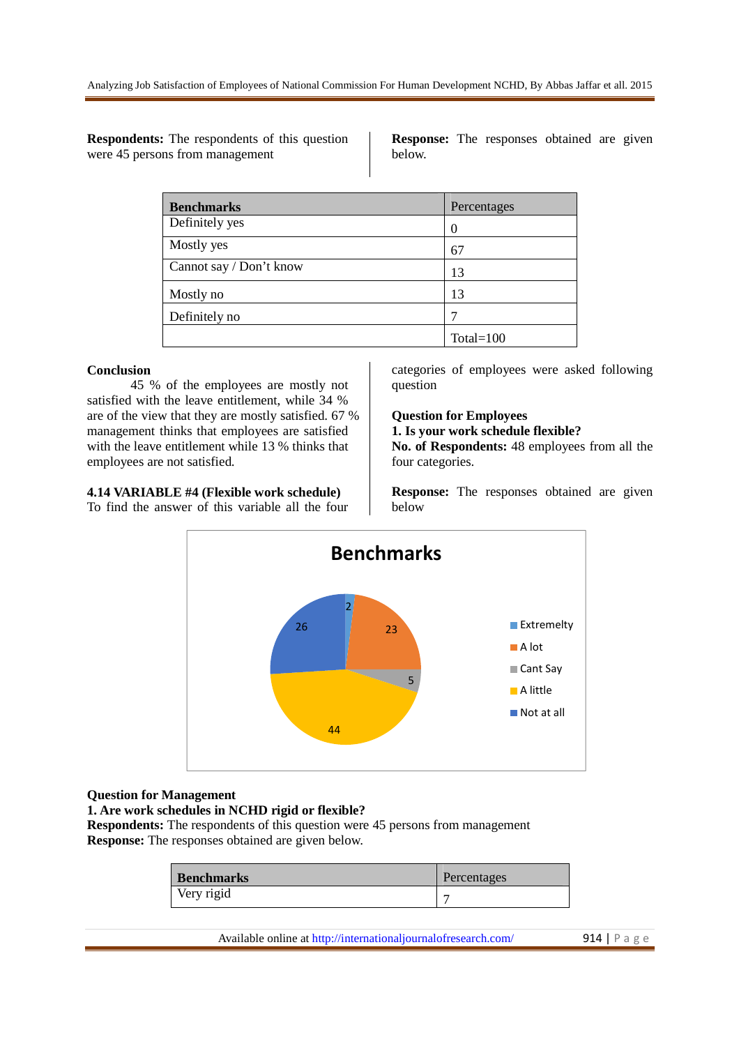**Respondents:** The respondents of this question were 45 persons from management

**Response:** The responses obtained are given below.

| Benchmarks | Percentages |
|---|---|
| Definitely yes | 0 |
| Mostly yes | 67 |
| Cannot say / Don't know | 13 |
| Mostly no | 13 |
| Definitely no | 7 |
| | Total=100 |

**Conclusion**

45 % of the employees are mostly not satisfied with the leave entitlement, while 34 % are of the view that they are mostly satisfied. 67 % management thinks that employees are satisfied with the leave entitlement while 13 % thinks that employees are not satisfied.

**4.14 VARIABLE #4 (Flexible work schedule)**

To find the answer of this variable all the four categories of employees were asked following question

**Question for Employees**

**1. Is your work schedule flexible?**

**No. of Respondents:** 48 employees from all the four categories.

**Response:** The responses obtained are given below

Benchmarks

| Benchmark | Value |
|---|---|
| Extremelty | 2 |
| A lot | 23 |
| Cant Say | 5 |
| A little | 44 |
| Not at all | 26 |

**Question for Management**

**1. Are work schedules in NCHD rigid or flexible?**

**Respondents:** The respondents of this question were 45 persons from management

**Response:** The responses obtained are given below.

| Benchmarks | Percentages |
|---|---|
| Very rigid | 7 |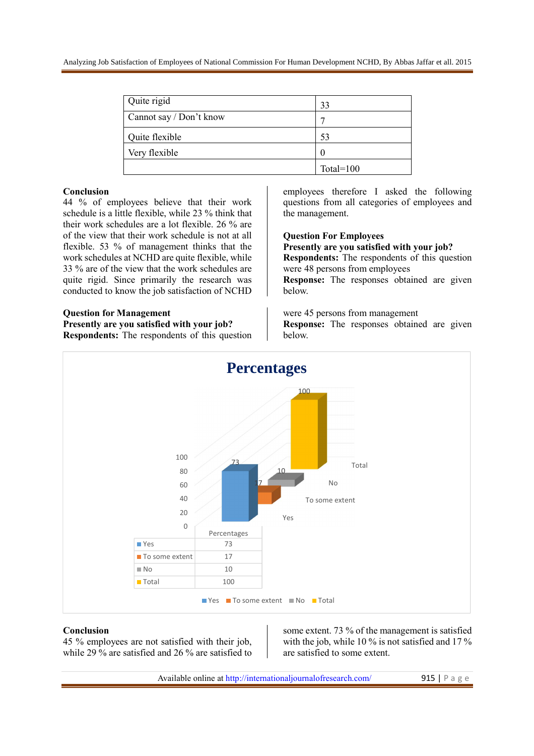| Quite rigid | 33 |
|---|---|
| Cannot say / Don't know | 7 |
| Quite flexible | 53 |
| Very flexible | 0 |
| | Total=100 |

**Conclusion**
44 % of employees believe that their work schedule is a little flexible, while 23 % think that their work schedules are a lot flexible. 26 % are of the view that their work schedule is not at all flexible. 53 % of management thinks that the work schedules at NCHD are quite flexible, while 33 % are of the view that the work schedules are quite rigid. Since primarily the research was conducted to know the job satisfaction of NCHD employees therefore I asked the following questions from all categories of employees and the management.

**Question For Employees**
**Presently are you satisfied with your job?**
**Respondents:** The respondents of this question were 48 persons from employees
**Response:** The responses obtained are given below.

**Question for Management**
**Presently are you satisfied with your job?**
**Respondents:** The respondents of this question were 45 persons from management
**Response:** The responses obtained are given below.

**Percentages**

| | Percentages |
|---|---|
| Yes | 73 |
| To some extent | 17 |
| No | 10 |
| Total | 100 |

**Conclusion**
45 % employees are not satisfied with their job, while 29 % are satisfied and 26 % are satisfied to some extent. 73 % of the management is satisfied with the job, while 10 % is not satisfied and 17 % are satisfied to some extent.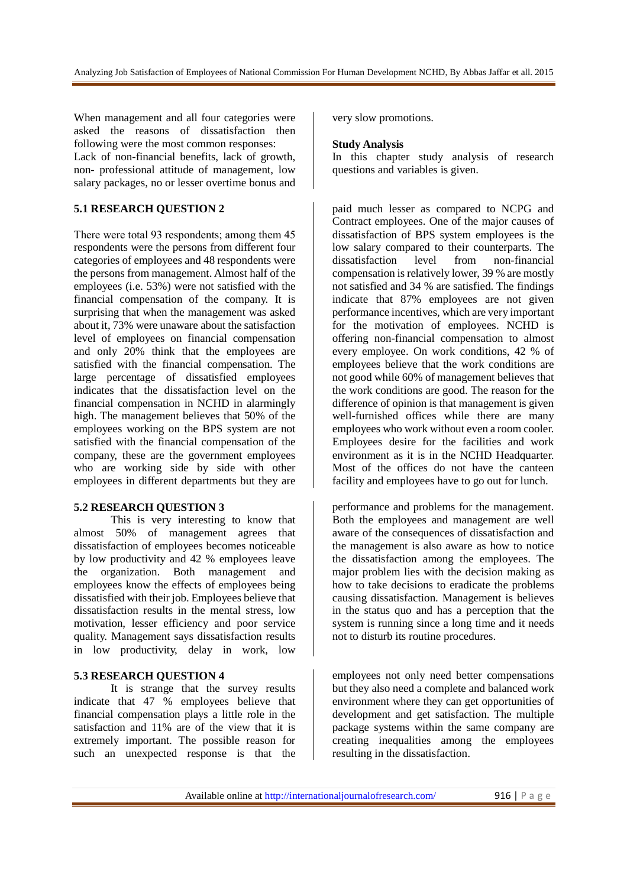When management and all four categories were asked the reasons of dissatisfaction then following were the most common responses:
Lack of non-financial benefits, lack of growth, non- professional attitude of management, low salary packages, no or lesser overtime bonus and very slow promotions.

**Study Analysis**

In this chapter study analysis of research questions and variables is given.

### 5.1 RESEARCH QUESTION 2

There were total 93 respondents; among them 45 respondents were the persons from different four categories of employees and 48 respondents were the persons from management. Almost half of the employees (i.e. 53%) were not satisfied with the financial compensation of the company. It is surprising that when the management was asked about it, 73% were unaware about the satisfaction level of employees on financial compensation and only 20% think that the employees are satisfied with the financial compensation. The large percentage of dissatisfied employees indicates that the dissatisfaction level on the financial compensation in NCHD in alarmingly high. The management believes that 50% of the employees working on the BPS system are not satisfied with the financial compensation of the company, these are the government employees who are working side by side with other employees in different departments but they are paid much lesser as compared to NCPG and Contract employees. One of the major causes of dissatisfaction of BPS system employees is the low salary compared to their counterparts. The dissatisfaction level from non-financial compensation is relatively lower, 39 % are mostly not satisfied and 34 % are satisfied. The findings indicate that 87% employees are not given performance incentives, which are very important for the motivation of employees. NCHD is offering non-financial compensation to almost every employee. On work conditions, 42 % of employees believe that the work conditions are not good while 60% of management believes that the work conditions are good. The reason for the difference of opinion is that management is given well-furnished offices while there are many employees who work without even a room cooler. Employees desire for the facilities and work environment as it is in the NCHD Headquarter. Most of the offices do not have the canteen facility and employees have to go out for lunch.

### 5.2 RESEARCH QUESTION 3

This is very interesting to know that almost 50% of management agrees that dissatisfaction of employees becomes noticeable by low productivity and 42 % employees leave the organization. Both management and employees know the effects of employees being dissatisfied with their job. Employees believe that dissatisfaction results in the mental stress, low motivation, lesser efficiency and poor service quality. Management says dissatisfaction results in low productivity, delay in work, low performance and problems for the management. Both the employees and management are well aware of the consequences of dissatisfaction and the management is also aware as how to notice the dissatisfaction among the employees. The major problem lies with the decision making as how to take decisions to eradicate the problems causing dissatisfaction. Management is believes in the status quo and has a perception that the system is running since a long time and it needs not to disturb its routine procedures.

### 5.3 RESEARCH QUESTION 4

It is strange that the survey results indicate that 47 % employees believe that financial compensation plays a little role in the satisfaction and 11% are of the view that it is extremely important. The possible reason for such an unexpected response is that the employees not only need better compensations but they also need a complete and balanced work environment where they can get opportunities of development and get satisfaction. The multiple package systems within the same company are creating inequalities among the employees resulting in the dissatisfaction.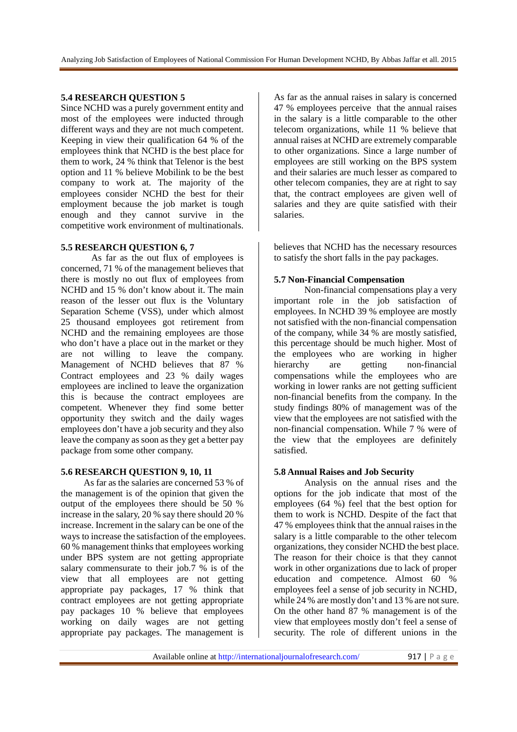### 5.4 RESEARCH QUESTION 5

Since NCHD was a purely government entity and most of the employees were inducted through different ways and they are not much competent. Keeping in view their qualification 64 % of the employees think that NCHD is the best place for them to work, 24 % think that Telenor is the best option and 11 % believe Mobilink to be the best company to work at. The majority of the employees consider NCHD the best for their employment because the job market is tough enough and they cannot survive in the competitive work environment of multinationals.

As far as the annual raises in salary is concerned 47 % employees perceive that the annual raises in the salary is a little comparable to the other telecom organizations, while 11 % believe that annual raises at NCHD are extremely comparable to other organizations. Since a large number of employees are still working on the BPS system and their salaries are much lesser as compared to other telecom companies, they are at right to say that, the contract employees are given well of salaries and they are quite satisfied with their salaries.

### 5.5 RESEARCH QUESTION 6, 7

As far as the out flux of employees is concerned, 71 % of the management believes that there is mostly no out flux of employees from NCHD and 15 % don't know about it. The main reason of the lesser out flux is the Voluntary Separation Scheme (VSS), under which almost 25 thousand employees got retirement from NCHD and the remaining employees are those who don't have a place out in the market or they are not willing to leave the company. Management of NCHD believes that 87 % Contract employees and 23 % daily wages employees are inclined to leave the organization this is because the contract employees are competent. Whenever they find some better opportunity they switch and the daily wages employees don't have a job security and they also leave the company as soon as they get a better pay package from some other company.

### 5.6 RESEARCH QUESTION 9, 10, 11

As far as the salaries are concerned 53 % of the management is of the opinion that given the output of the employees there should be 50 % increase in the salary, 20 % say there should 20 % increase. Increment in the salary can be one of the ways to increase the satisfaction of the employees. 60 % management thinks that employees working under BPS system are not getting appropriate salary commensurate to their job.7 % is of the view that all employees are not getting appropriate pay packages, 17 % think that contract employees are not getting appropriate pay packages 10 % believe that employees working on daily wages are not getting appropriate pay packages. The management is believes that NCHD has the necessary resources to satisfy the short falls in the pay packages.

### 5.7 Non-Financial Compensation

Non-financial compensations play a very important role in the job satisfaction of employees. In NCHD 39 % employee are mostly not satisfied with the non-financial compensation of the company, while 34 % are mostly satisfied, this percentage should be much higher. Most of the employees who are working in higher hierarchy are getting non-financial compensations while the employees who are working in lower ranks are not getting sufficient non-financial benefits from the company. In the study findings 80% of management was of the view that the employees are not satisfied with the non-financial compensation. While 7 % were of the view that the employees are definitely satisfied.

### 5.8 Annual Raises and Job Security

Analysis on the annual rises and the options for the job indicate that most of the employees (64 %) feel that the best option for them to work is NCHD. Despite of the fact that 47 % employees think that the annual raises in the salary is a little comparable to the other telecom organizations, they consider NCHD the best place. The reason for their choice is that they cannot work in other organizations due to lack of proper education and competence. Almost 60 % employees feel a sense of job security in NCHD, while 24 % are mostly don't and 13 % are not sure. On the other hand 87 % management is of the view that employees mostly don't feel a sense of security. The role of different unions in the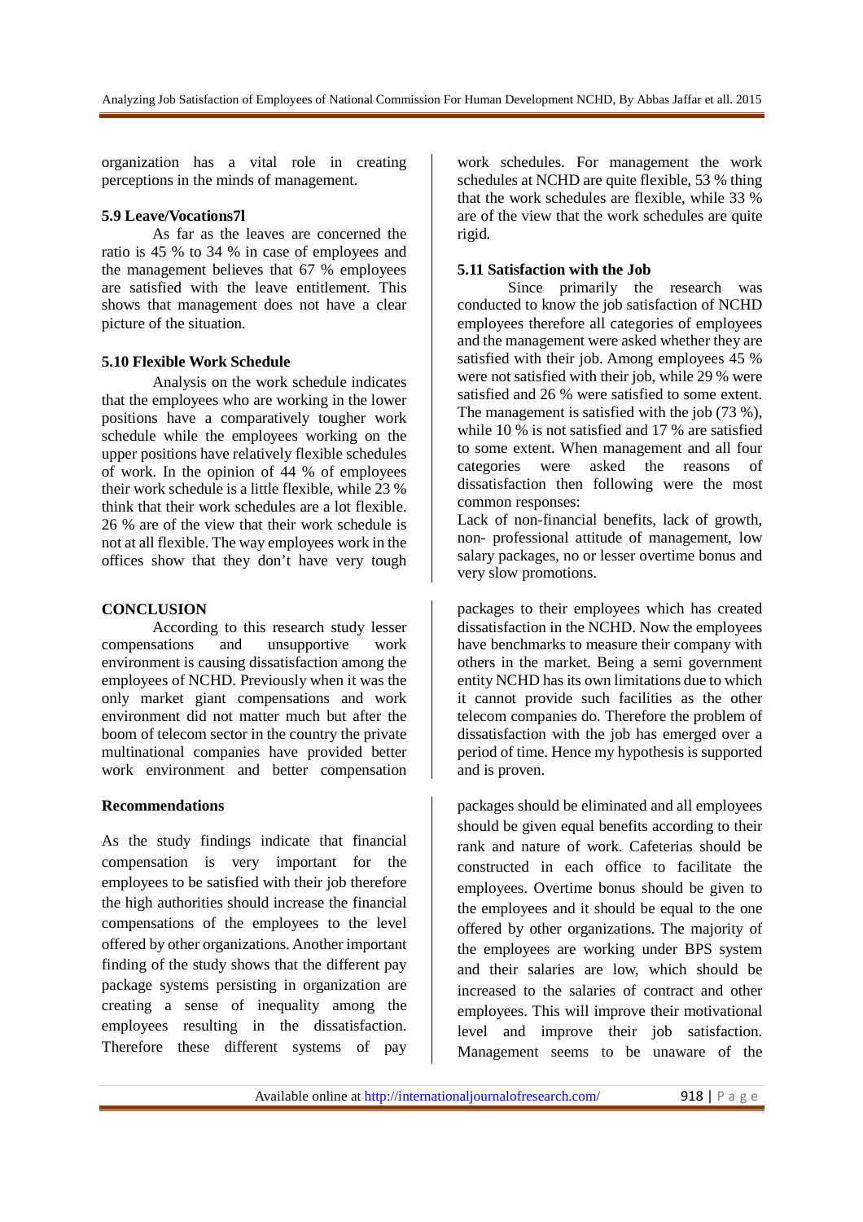organization has a vital role in creating perceptions in the minds of management.

**5.9 Leave/Vocations7l**

As far as the leaves are concerned the ratio is 45 % to 34 % in case of employees and the management believes that 67 % employees are satisfied with the leave entitlement. This shows that management does not have a clear picture of the situation.

**5.10 Flexible Work Schedule**

Analysis on the work schedule indicates that the employees who are working in the lower positions have a comparatively tougher work schedule while the employees working on the upper positions have relatively flexible schedules of work. In the opinion of 44 % of employees their work schedule is a little flexible, while 23 % think that their work schedules are a lot flexible. 26 % are of the view that their work schedule is not at all flexible. The way employees work in the offices show that they don't have very tough work schedules. For management the work schedules at NCHD are quite flexible, 53 % thing that the work schedules are flexible, while 33 % are of the view that the work schedules are quite rigid.

**5.11 Satisfaction with the Job**

Since primarily the research was conducted to know the job satisfaction of NCHD employees therefore all categories of employees and the management were asked whether they are satisfied with their job. Among employees 45 % were not satisfied with their job, while 29 % were satisfied and 26 % were satisfied to some extent. The management is satisfied with the job (73 %), while 10 % is not satisfied and 17 % are satisfied to some extent. When management and all four categories were asked the reasons of dissatisfaction then following were the most common responses:

Lack of non-financial benefits, lack of growth, non- professional attitude of management, low salary packages, no or lesser overtime bonus and very slow promotions.

**CONCLUSION**

According to this research study lesser compensations and unsupportive work environment is causing dissatisfaction among the employees of NCHD. Previously when it was the only market giant compensations and work environment did not matter much but after the boom of telecom sector in the country the private multinational companies have provided better work environment and better compensation packages to their employees which has created dissatisfaction in the NCHD. Now the employees have benchmarks to measure their company with others in the market. Being a semi government entity NCHD has its own limitations due to which it cannot provide such facilities as the other telecom companies do. Therefore the problem of dissatisfaction with the job has emerged over a period of time. Hence my hypothesis is supported and is proven.

**Recommendations**

As the study findings indicate that financial compensation is very important for the employees to be satisfied with their job therefore the high authorities should increase the financial compensations of the employees to the level offered by other organizations. Another important finding of the study shows that the different pay package systems persisting in organization are creating a sense of inequality among the employees resulting in the dissatisfaction. Therefore these different systems of pay packages should be eliminated and all employees should be given equal benefits according to their rank and nature of work. Cafeterias should be constructed in each office to facilitate the employees. Overtime bonus should be given to the employees and it should be equal to the one offered by other organizations. The majority of the employees are working under BPS system and their salaries are low, which should be increased to the salaries of contract and other employees. This will improve their motivational level and improve their job satisfaction. Management seems to be unaware of the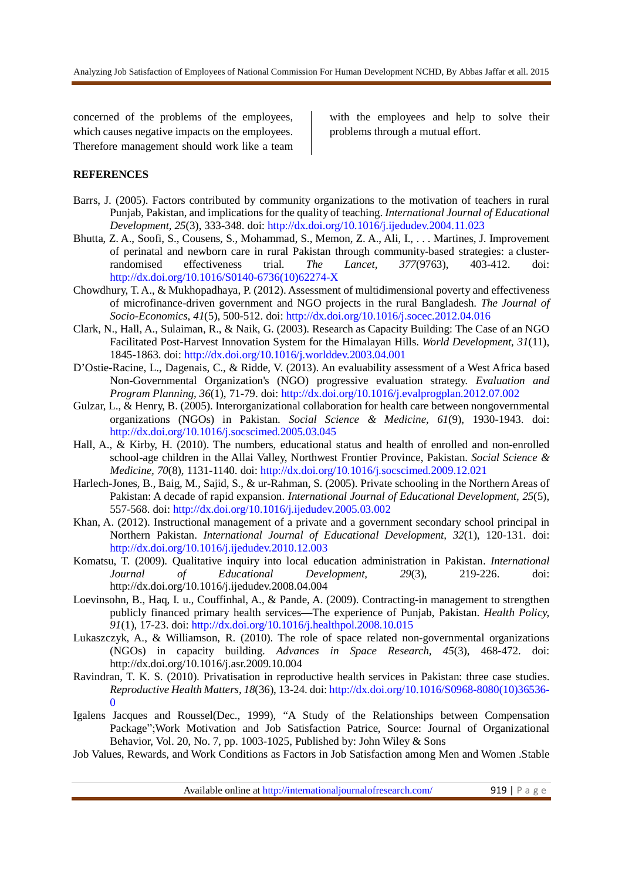concerned of the problems of the employees, which causes negative impacts on the employees. Therefore management should work like a team with the employees and help to solve their problems through a mutual effort.

**REFERENCES**

Barrs, J. (2005). Factors contributed by community organizations to the motivation of teachers in rural Punjab, Pakistan, and implications for the quality of teaching. *International Journal of Educational Development, 25*(3), 333-348. doi: http://dx.doi.org/10.1016/j.ijedudev.2004.11.023

Bhutta, Z. A., Soofi, S., Cousens, S., Mohammad, S., Memon, Z. A., Ali, I., . . . Martines, J. Improvement of perinatal and newborn care in rural Pakistan through community-based strategies: a cluster-randomised effectiveness trial. *The Lancet, 377*(9763), 403-412. doi: http://dx.doi.org/10.1016/S0140-6736(10)62274-X

Chowdhury, T. A., & Mukhopadhaya, P. (2012). Assessment of multidimensional poverty and effectiveness of microfinance-driven government and NGO projects in the rural Bangladesh. *The Journal of Socio-Economics, 41*(5), 500-512. doi: http://dx.doi.org/10.1016/j.socec.2012.04.016

Clark, N., Hall, A., Sulaiman, R., & Naik, G. (2003). Research as Capacity Building: The Case of an NGO Facilitated Post-Harvest Innovation System for the Himalayan Hills. *World Development, 31*(11), 1845-1863. doi: http://dx.doi.org/10.1016/j.worlddev.2003.04.001

D'Ostie-Racine, L., Dagenais, C., & Ridde, V. (2013). An evaluability assessment of a West Africa based Non-Governmental Organization's (NGO) progressive evaluation strategy. *Evaluation and Program Planning, 36*(1), 71-79. doi: http://dx.doi.org/10.1016/j.evalprogplan.2012.07.002

Gulzar, L., & Henry, B. (2005). Interorganizational collaboration for health care between nongovernmental organizations (NGOs) in Pakistan. *Social Science & Medicine, 61*(9), 1930-1943. doi: http://dx.doi.org/10.1016/j.socscimed.2005.03.045

Hall, A., & Kirby, H. (2010). The numbers, educational status and health of enrolled and non-enrolled school-age children in the Allai Valley, Northwest Frontier Province, Pakistan. *Social Science & Medicine, 70*(8), 1131-1140. doi: http://dx.doi.org/10.1016/j.socscimed.2009.12.021

Harlech-Jones, B., Baig, M., Sajid, S., & ur-Rahman, S. (2005). Private schooling in the Northern Areas of Pakistan: A decade of rapid expansion. *International Journal of Educational Development, 25*(5), 557-568. doi: http://dx.doi.org/10.1016/j.ijedudev.2005.03.002

Khan, A. (2012). Instructional management of a private and a government secondary school principal in Northern Pakistan. *International Journal of Educational Development, 32*(1), 120-131. doi: http://dx.doi.org/10.1016/j.ijedudev.2010.12.003

Komatsu, T. (2009). Qualitative inquiry into local education administration in Pakistan. *International Journal of Educational Development, 29*(3), 219-226. doi: http://dx.doi.org/10.1016/j.ijedudev.2008.04.004

Loevinsohn, B., Haq, I. u., Couffinhal, A., & Pande, A. (2009). Contracting-in management to strengthen publicly financed primary health services—The experience of Punjab, Pakistan. *Health Policy, 91*(1), 17-23. doi: http://dx.doi.org/10.1016/j.healthpol.2008.10.015

Lukaszczyk, A., & Williamson, R. (2010). The role of space related non-governmental organizations (NGOs) in capacity building. *Advances in Space Research, 45*(3), 468-472. doi: http://dx.doi.org/10.1016/j.asr.2009.10.004

Ravindran, T. K. S. (2010). Privatisation in reproductive health services in Pakistan: three case studies. *Reproductive Health Matters, 18*(36), 13-24. doi: http://dx.doi.org/10.1016/S0968-8080(10)36536-0

Igalens Jacques and Roussel(Dec., 1999), "A Study of the Relationships between Compensation Package";Work Motivation and Job Satisfaction Patrice, Source: Journal of Organizational Behavior, Vol. 20, No. 7, pp. 1003-1025, Published by: John Wiley & Sons

Job Values, Rewards, and Work Conditions as Factors in Job Satisfaction among Men and Women .Stable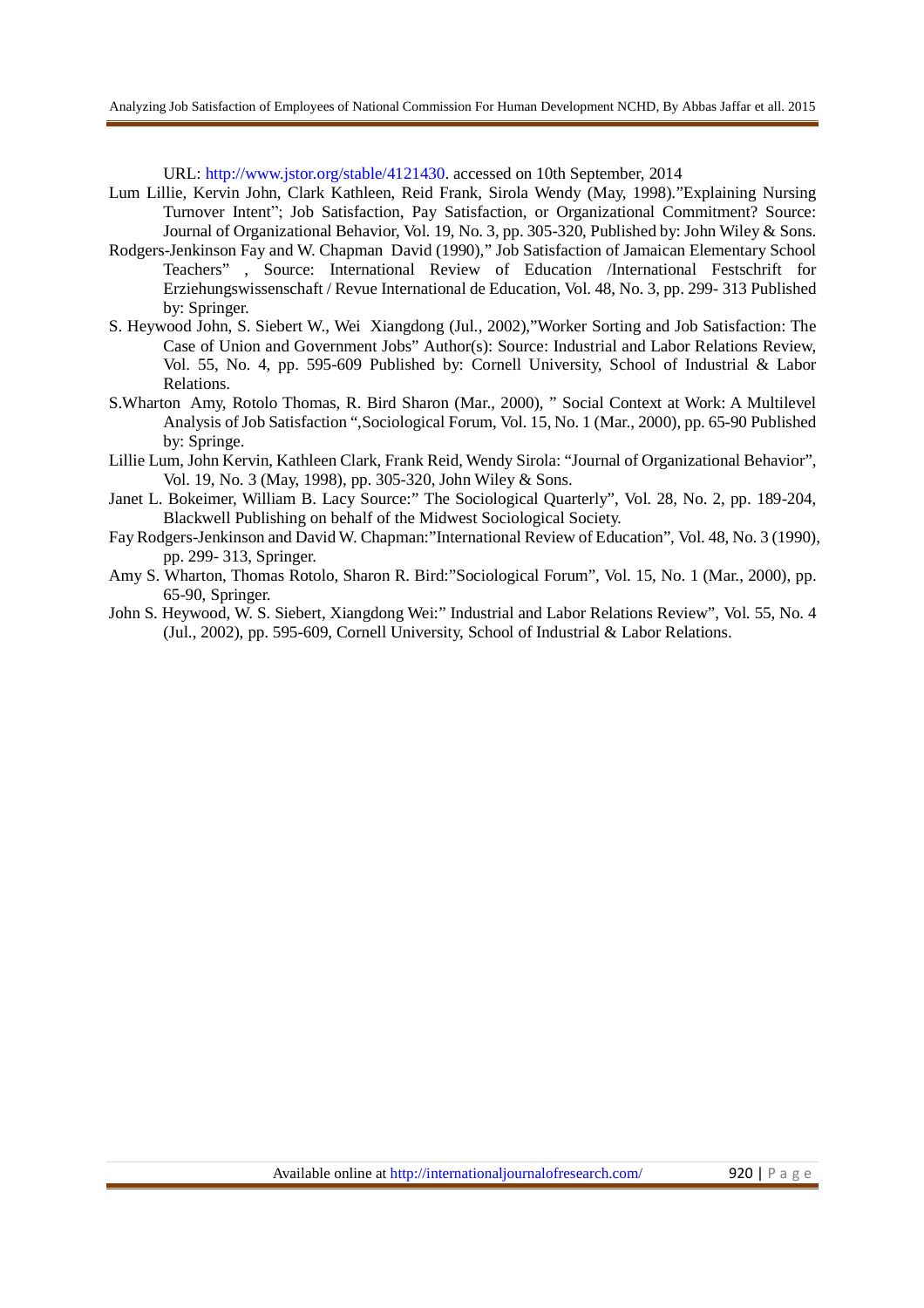URL: http://www.jstor.org/stable/4121430. accessed on 10th September, 2014

Lum Lillie, Kervin John, Clark Kathleen, Reid Frank, Sirola Wendy (May, 1998)."Explaining Nursing Turnover Intent"; Job Satisfaction, Pay Satisfaction, or Organizational Commitment? Source: Journal of Organizational Behavior, Vol. 19, No. 3, pp. 305-320, Published by: John Wiley & Sons.

Rodgers-Jenkinson Fay and W. Chapman David (1990)," Job Satisfaction of Jamaican Elementary School Teachers" , Source: International Review of Education /International Festschrift for Erziehungswissenschaft / Revue International de Education, Vol. 48, No. 3, pp. 299- 313 Published by: Springer.

S. Heywood John, S. Siebert W., Wei Xiangdong (Jul., 2002),"Worker Sorting and Job Satisfaction: The Case of Union and Government Jobs" Author(s): Source: Industrial and Labor Relations Review, Vol. 55, No. 4, pp. 595-609 Published by: Cornell University, School of Industrial & Labor Relations.

S.Wharton Amy, Rotolo Thomas, R. Bird Sharon (Mar., 2000), " Social Context at Work: A Multilevel Analysis of Job Satisfaction ",Sociological Forum, Vol. 15, No. 1 (Mar., 2000), pp. 65-90 Published by: Springe.

Lillie Lum, John Kervin, Kathleen Clark, Frank Reid, Wendy Sirola: "Journal of Organizational Behavior", Vol. 19, No. 3 (May, 1998), pp. 305-320, John Wiley & Sons.

Janet L. Bokeimer, William B. Lacy Source:" The Sociological Quarterly", Vol. 28, No. 2, pp. 189-204, Blackwell Publishing on behalf of the Midwest Sociological Society.

Fay Rodgers-Jenkinson and David W. Chapman:"International Review of Education", Vol. 48, No. 3 (1990), pp. 299- 313, Springer.

Amy S. Wharton, Thomas Rotolo, Sharon R. Bird:"Sociological Forum", Vol. 15, No. 1 (Mar., 2000), pp. 65-90, Springer.

John S. Heywood, W. S. Siebert, Xiangdong Wei:" Industrial and Labor Relations Review", Vol. 55, No. 4 (Jul., 2002), pp. 595-609, Cornell University, School of Industrial & Labor Relations.